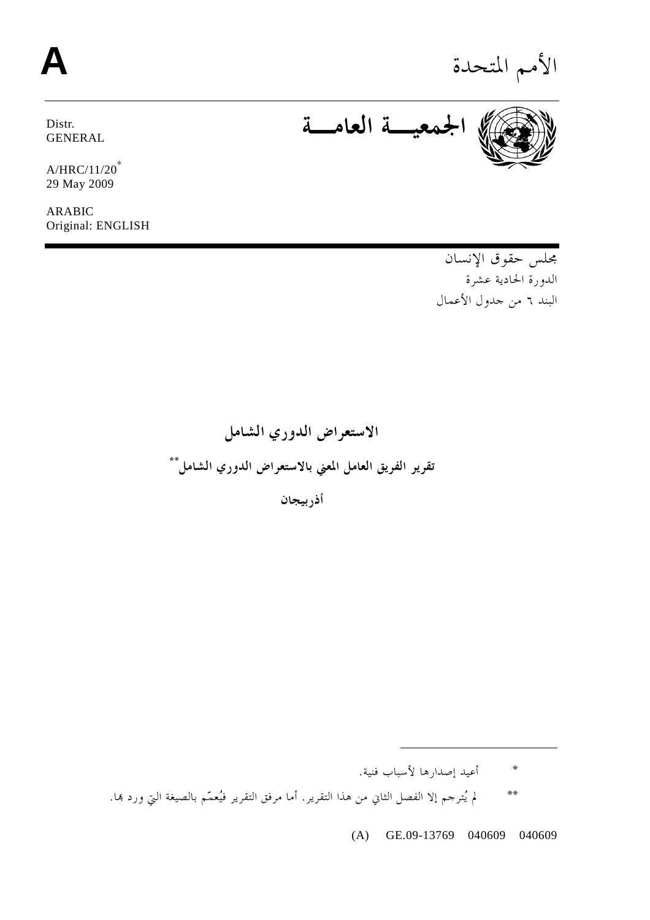الأمم المتحدة

**A**

**الجمعيـــة العامـــة**

Distr.
GENERAL

A/HRC/11/20*
29 May 2009

ARABIC
Original: ENGLISH

مجلس حقوق الإنسان
الدورة الحادية عشرة
البند ٦ من جدول الأعمال

## الاستعراض الدوري الشامل

### تقرير الفريق العامل المعني بالاستعراض الدوري الشامل**

### أذربيجان

---

\* أعيد إصدارها لأسباب فنية.

\*\* لم يُترجم إلا الفصل الثاني من هذا التقرير. أما مرفق التقرير فيُعمّم بالصيغة التي ورد بها.

(A) GE.09-13769 040609 040609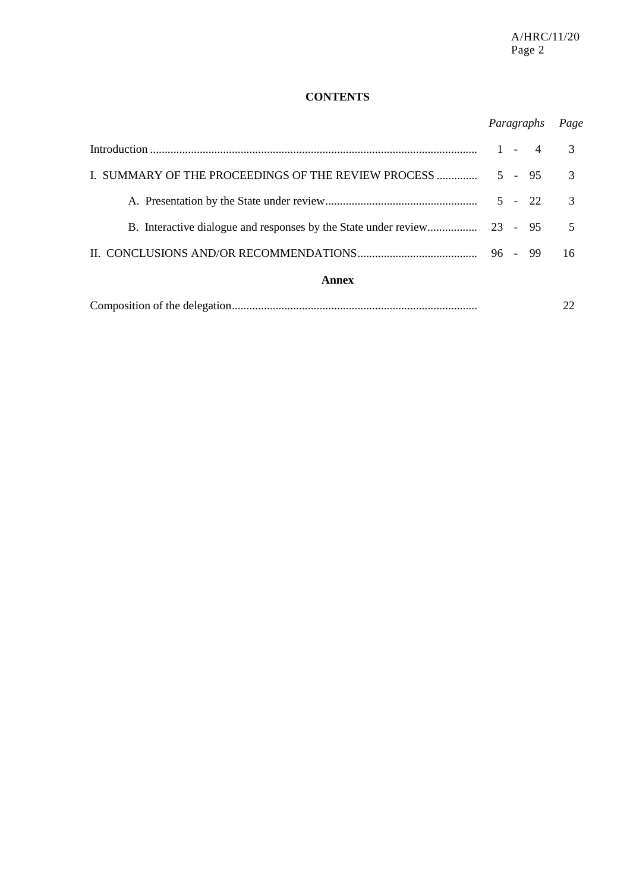## CONTENTS

| | *Paragraphs* | *Page* |
|---|---|---|
| Introduction | 1 - 4 | 3 |
| I. SUMMARY OF THE PROCEEDINGS OF THE REVIEW PROCESS | 5 - 95 | 3 |
| A. Presentation by the State under review | 5 - 22 | 3 |
| B. Interactive dialogue and responses by the State under review | 23 - 95 | 5 |
| II. CONCLUSIONS AND/OR RECOMMENDATIONS | 96 - 99 | 16 |

**Annex**

| | | |
|---|---|---|
| Composition of the delegation | | 22 |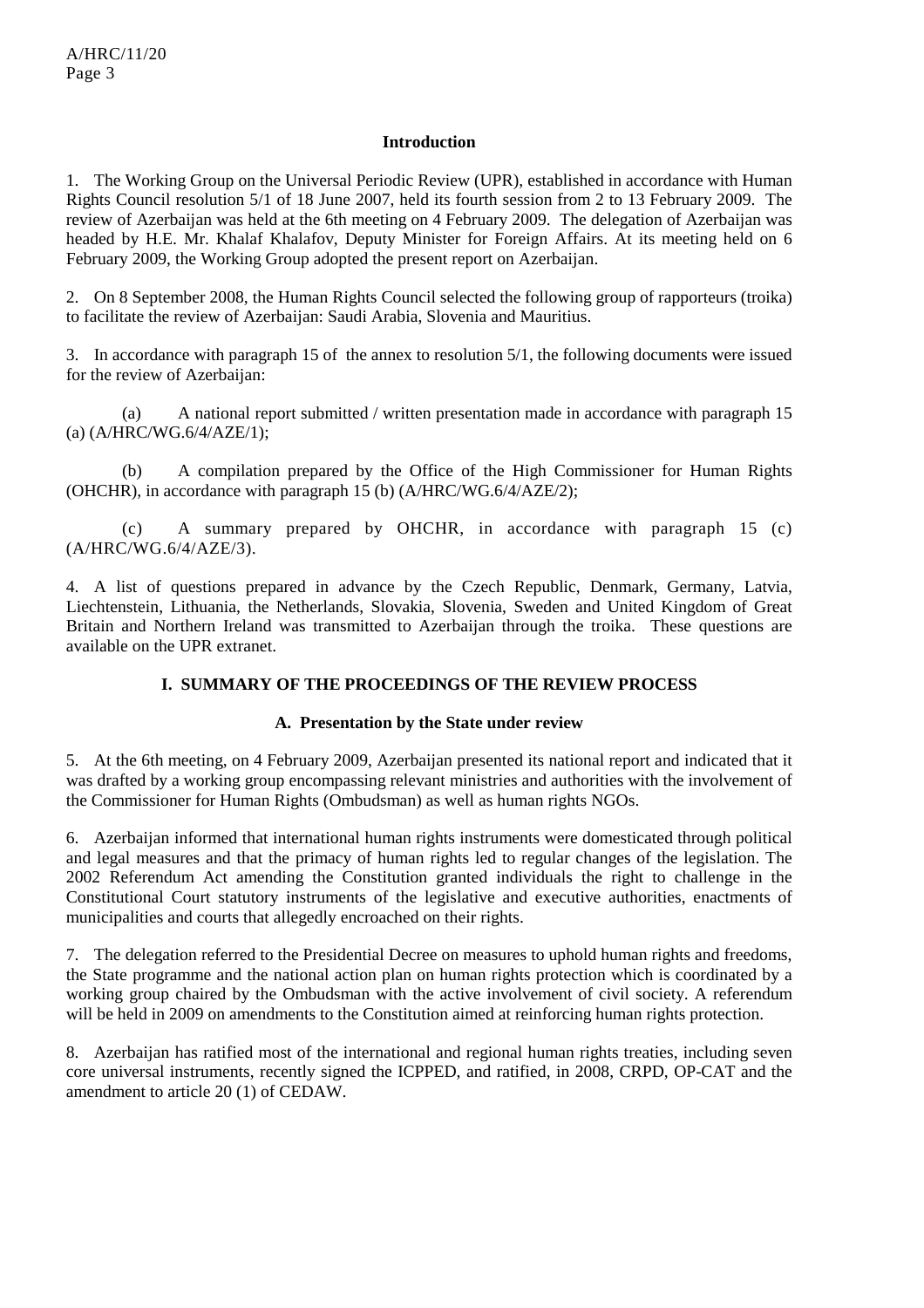## Introduction

1. The Working Group on the Universal Periodic Review (UPR), established in accordance with Human Rights Council resolution 5/1 of 18 June 2007, held its fourth session from 2 to 13 February 2009. The review of Azerbaijan was held at the 6th meeting on 4 February 2009. The delegation of Azerbaijan was headed by H.E. Mr. Khalaf Khalafov, Deputy Minister for Foreign Affairs. At its meeting held on 6 February 2009, the Working Group adopted the present report on Azerbaijan.

2. On 8 September 2008, the Human Rights Council selected the following group of rapporteurs (troika) to facilitate the review of Azerbaijan: Saudi Arabia, Slovenia and Mauritius.

3. In accordance with paragraph 15 of the annex to resolution 5/1, the following documents were issued for the review of Azerbaijan:

(a) A national report submitted / written presentation made in accordance with paragraph 15 (a) (A/HRC/WG.6/4/AZE/1);

(b) A compilation prepared by the Office of the High Commissioner for Human Rights (OHCHR), in accordance with paragraph 15 (b) (A/HRC/WG.6/4/AZE/2);

(c) A summary prepared by OHCHR, in accordance with paragraph 15 (c) (A/HRC/WG.6/4/AZE/3).

4. A list of questions prepared in advance by the Czech Republic, Denmark, Germany, Latvia, Liechtenstein, Lithuania, the Netherlands, Slovakia, Slovenia, Sweden and United Kingdom of Great Britain and Northern Ireland was transmitted to Azerbaijan through the troika. These questions are available on the UPR extranet.

# I. SUMMARY OF THE PROCEEDINGS OF THE REVIEW PROCESS

## A. Presentation by the State under review

5. At the 6th meeting, on 4 February 2009, Azerbaijan presented its national report and indicated that it was drafted by a working group encompassing relevant ministries and authorities with the involvement of the Commissioner for Human Rights (Ombudsman) as well as human rights NGOs.

6. Azerbaijan informed that international human rights instruments were domesticated through political and legal measures and that the primacy of human rights led to regular changes of the legislation. The 2002 Referendum Act amending the Constitution granted individuals the right to challenge in the Constitutional Court statutory instruments of the legislative and executive authorities, enactments of municipalities and courts that allegedly encroached on their rights.

7. The delegation referred to the Presidential Decree on measures to uphold human rights and freedoms, the State programme and the national action plan on human rights protection which is coordinated by a working group chaired by the Ombudsman with the active involvement of civil society. A referendum will be held in 2009 on amendments to the Constitution aimed at reinforcing human rights protection.

8. Azerbaijan has ratified most of the international and regional human rights treaties, including seven core universal instruments, recently signed the ICPPED, and ratified, in 2008, CRPD, OP-CAT and the amendment to article 20 (1) of CEDAW.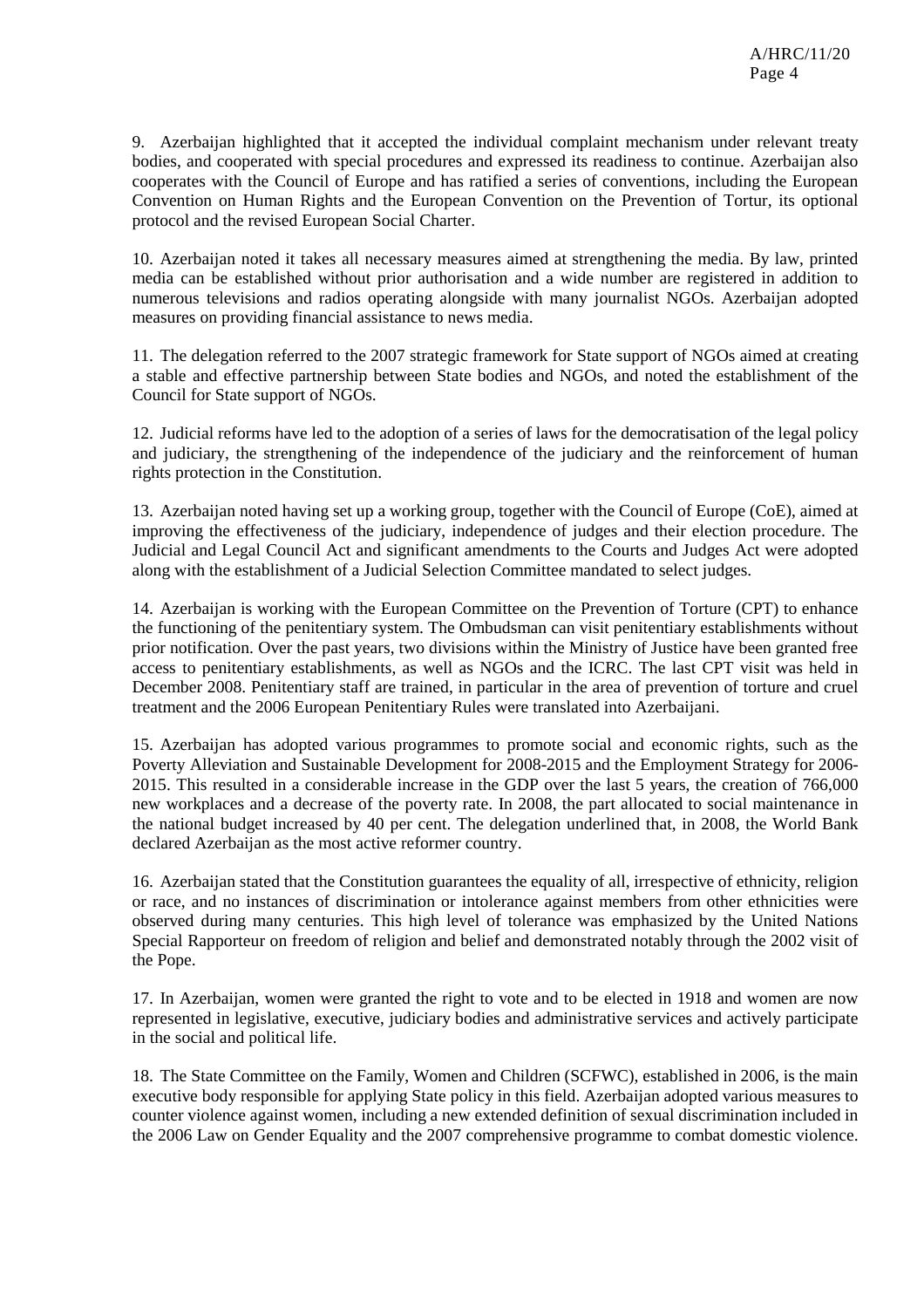9. Azerbaijan highlighted that it accepted the individual complaint mechanism under relevant treaty bodies, and cooperated with special procedures and expressed its readiness to continue. Azerbaijan also cooperates with the Council of Europe and has ratified a series of conventions, including the European Convention on Human Rights and the European Convention on the Prevention of Tortur, its optional protocol and the revised European Social Charter.

10. Azerbaijan noted it takes all necessary measures aimed at strengthening the media. By law, printed media can be established without prior authorisation and a wide number are registered in addition to numerous televisions and radios operating alongside with many journalist NGOs. Azerbaijan adopted measures on providing financial assistance to news media.

11. The delegation referred to the 2007 strategic framework for State support of NGOs aimed at creating a stable and effective partnership between State bodies and NGOs, and noted the establishment of the Council for State support of NGOs.

12. Judicial reforms have led to the adoption of a series of laws for the democratisation of the legal policy and judiciary, the strengthening of the independence of the judiciary and the reinforcement of human rights protection in the Constitution.

13. Azerbaijan noted having set up a working group, together with the Council of Europe (CoE), aimed at improving the effectiveness of the judiciary, independence of judges and their election procedure. The Judicial and Legal Council Act and significant amendments to the Courts and Judges Act were adopted along with the establishment of a Judicial Selection Committee mandated to select judges.

14. Azerbaijan is working with the European Committee on the Prevention of Torture (CPT) to enhance the functioning of the penitentiary system. The Ombudsman can visit penitentiary establishments without prior notification. Over the past years, two divisions within the Ministry of Justice have been granted free access to penitentiary establishments, as well as NGOs and the ICRC. The last CPT visit was held in December 2008. Penitentiary staff are trained, in particular in the area of prevention of torture and cruel treatment and the 2006 European Penitentiary Rules were translated into Azerbaijani.

15. Azerbaijan has adopted various programmes to promote social and economic rights, such as the Poverty Alleviation and Sustainable Development for 2008-2015 and the Employment Strategy for 2006-2015. This resulted in a considerable increase in the GDP over the last 5 years, the creation of 766,000 new workplaces and a decrease of the poverty rate. In 2008, the part allocated to social maintenance in the national budget increased by 40 per cent. The delegation underlined that, in 2008, the World Bank declared Azerbaijan as the most active reformer country.

16. Azerbaijan stated that the Constitution guarantees the equality of all, irrespective of ethnicity, religion or race, and no instances of discrimination or intolerance against members from other ethnicities were observed during many centuries. This high level of tolerance was emphasized by the United Nations Special Rapporteur on freedom of religion and belief and demonstrated notably through the 2002 visit of the Pope.

17. In Azerbaijan, women were granted the right to vote and to be elected in 1918 and women are now represented in legislative, executive, judiciary bodies and administrative services and actively participate in the social and political life.

18. The State Committee on the Family, Women and Children (SCFWC), established in 2006, is the main executive body responsible for applying State policy in this field. Azerbaijan adopted various measures to counter violence against women, including a new extended definition of sexual discrimination included in the 2006 Law on Gender Equality and the 2007 comprehensive programme to combat domestic violence.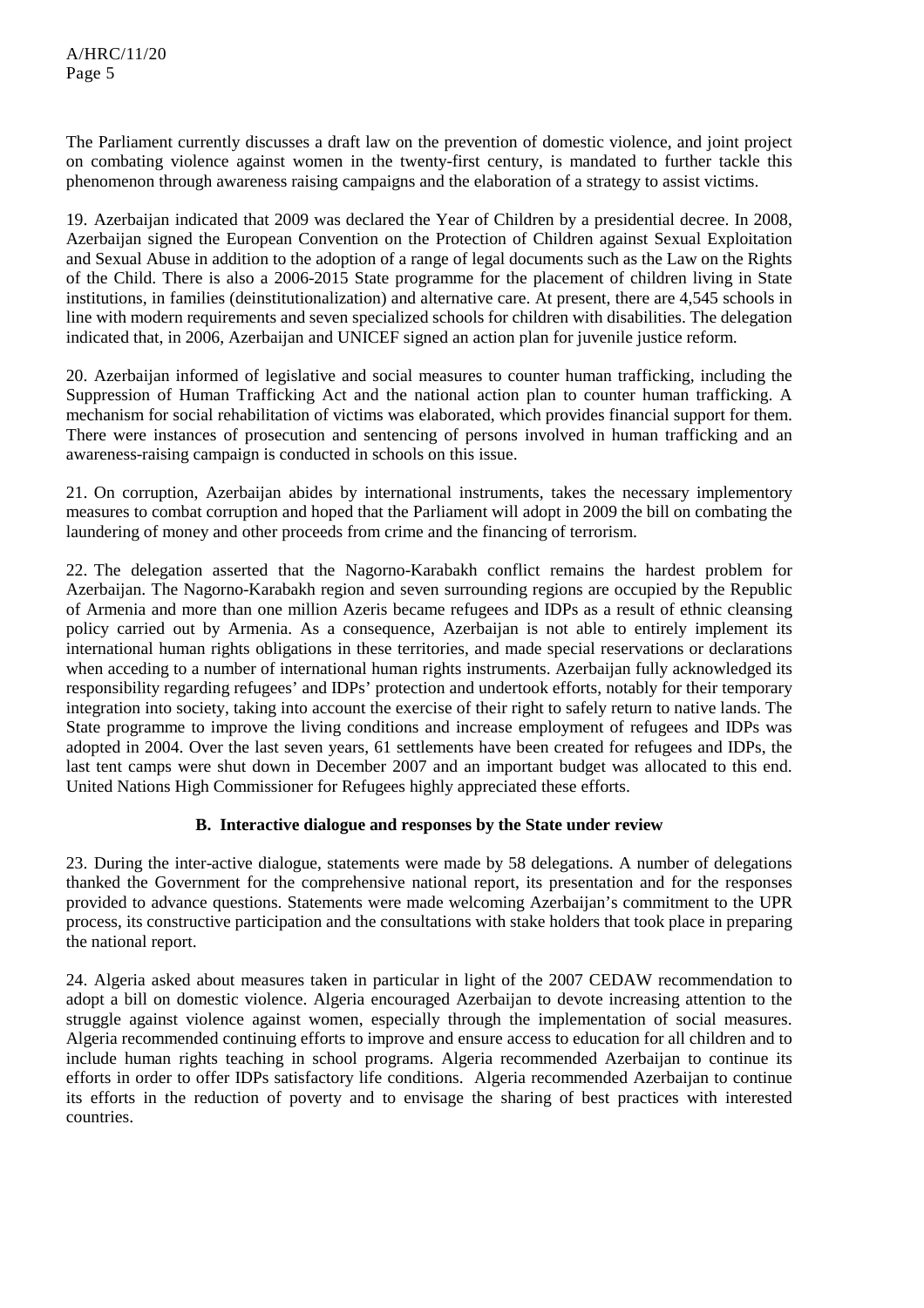The Parliament currently discusses a draft law on the prevention of domestic violence, and joint project on combating violence against women in the twenty-first century, is mandated to further tackle this phenomenon through awareness raising campaigns and the elaboration of a strategy to assist victims.

19. Azerbaijan indicated that 2009 was declared the Year of Children by a presidential decree. In 2008, Azerbaijan signed the European Convention on the Protection of Children against Sexual Exploitation and Sexual Abuse in addition to the adoption of a range of legal documents such as the Law on the Rights of the Child. There is also a 2006-2015 State programme for the placement of children living in State institutions, in families (deinstitutionalization) and alternative care. At present, there are 4,545 schools in line with modern requirements and seven specialized schools for children with disabilities. The delegation indicated that, in 2006, Azerbaijan and UNICEF signed an action plan for juvenile justice reform.

20. Azerbaijan informed of legislative and social measures to counter human trafficking, including the Suppression of Human Trafficking Act and the national action plan to counter human trafficking. A mechanism for social rehabilitation of victims was elaborated, which provides financial support for them. There were instances of prosecution and sentencing of persons involved in human trafficking and an awareness-raising campaign is conducted in schools on this issue.

21. On corruption, Azerbaijan abides by international instruments, takes the necessary implementory measures to combat corruption and hoped that the Parliament will adopt in 2009 the bill on combating the laundering of money and other proceeds from crime and the financing of terrorism.

22. The delegation asserted that the Nagorno-Karabakh conflict remains the hardest problem for Azerbaijan. The Nagorno-Karabakh region and seven surrounding regions are occupied by the Republic of Armenia and more than one million Azeris became refugees and IDPs as a result of ethnic cleansing policy carried out by Armenia. As a consequence, Azerbaijan is not able to entirely implement its international human rights obligations in these territories, and made special reservations or declarations when acceding to a number of international human rights instruments. Azerbaijan fully acknowledged its responsibility regarding refugees' and IDPs' protection and undertook efforts, notably for their temporary integration into society, taking into account the exercise of their right to safely return to native lands. The State programme to improve the living conditions and increase employment of refugees and IDPs was adopted in 2004. Over the last seven years, 61 settlements have been created for refugees and IDPs, the last tent camps were shut down in December 2007 and an important budget was allocated to this end. United Nations High Commissioner for Refugees highly appreciated these efforts.

### B. Interactive dialogue and responses by the State under review

23. During the inter-active dialogue, statements were made by 58 delegations. A number of delegations thanked the Government for the comprehensive national report, its presentation and for the responses provided to advance questions. Statements were made welcoming Azerbaijan's commitment to the UPR process, its constructive participation and the consultations with stake holders that took place in preparing the national report.

24. Algeria asked about measures taken in particular in light of the 2007 CEDAW recommendation to adopt a bill on domestic violence. Algeria encouraged Azerbaijan to devote increasing attention to the struggle against violence against women, especially through the implementation of social measures. Algeria recommended continuing efforts to improve and ensure access to education for all children and to include human rights teaching in school programs. Algeria recommended Azerbaijan to continue its efforts in order to offer IDPs satisfactory life conditions. Algeria recommended Azerbaijan to continue its efforts in the reduction of poverty and to envisage the sharing of best practices with interested countries.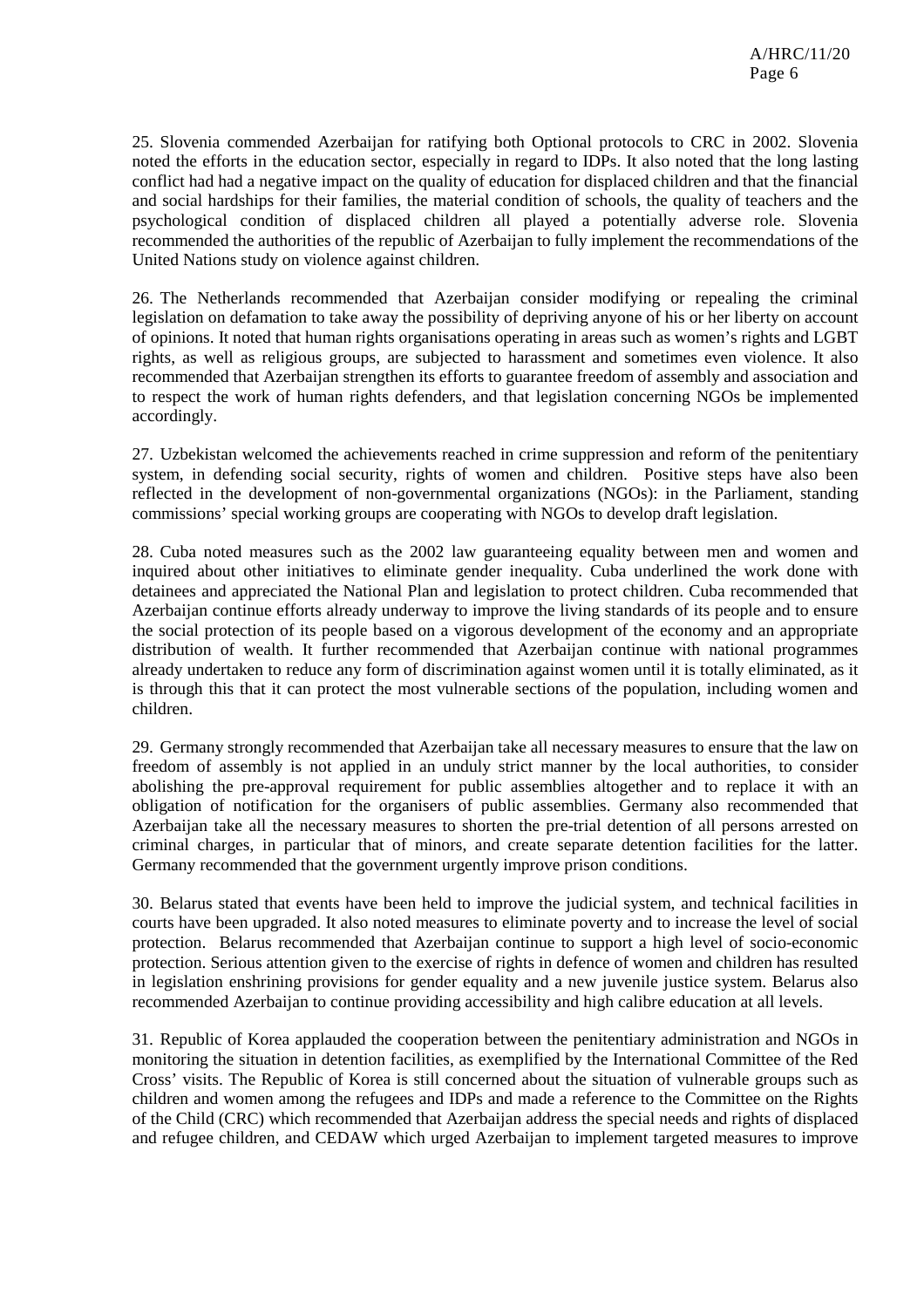25. Slovenia commended Azerbaijan for ratifying both Optional protocols to CRC in 2002. Slovenia noted the efforts in the education sector, especially in regard to IDPs. It also noted that the long lasting conflict had had a negative impact on the quality of education for displaced children and that the financial and social hardships for their families, the material condition of schools, the quality of teachers and the psychological condition of displaced children all played a potentially adverse role. Slovenia recommended the authorities of the republic of Azerbaijan to fully implement the recommendations of the United Nations study on violence against children.

26. The Netherlands recommended that Azerbaijan consider modifying or repealing the criminal legislation on defamation to take away the possibility of depriving anyone of his or her liberty on account of opinions. It noted that human rights organisations operating in areas such as women's rights and LGBT rights, as well as religious groups, are subjected to harassment and sometimes even violence. It also recommended that Azerbaijan strengthen its efforts to guarantee freedom of assembly and association and to respect the work of human rights defenders, and that legislation concerning NGOs be implemented accordingly.

27. Uzbekistan welcomed the achievements reached in crime suppression and reform of the penitentiary system, in defending social security, rights of women and children. Positive steps have also been reflected in the development of non-governmental organizations (NGOs): in the Parliament, standing commissions' special working groups are cooperating with NGOs to develop draft legislation.

28. Cuba noted measures such as the 2002 law guaranteeing equality between men and women and inquired about other initiatives to eliminate gender inequality. Cuba underlined the work done with detainees and appreciated the National Plan and legislation to protect children. Cuba recommended that Azerbaijan continue efforts already underway to improve the living standards of its people and to ensure the social protection of its people based on a vigorous development of the economy and an appropriate distribution of wealth. It further recommended that Azerbaijan continue with national programmes already undertaken to reduce any form of discrimination against women until it is totally eliminated, as it is through this that it can protect the most vulnerable sections of the population, including women and children.

29. Germany strongly recommended that Azerbaijan take all necessary measures to ensure that the law on freedom of assembly is not applied in an unduly strict manner by the local authorities, to consider abolishing the pre-approval requirement for public assemblies altogether and to replace it with an obligation of notification for the organisers of public assemblies. Germany also recommended that Azerbaijan take all the necessary measures to shorten the pre-trial detention of all persons arrested on criminal charges, in particular that of minors, and create separate detention facilities for the latter. Germany recommended that the government urgently improve prison conditions.

30. Belarus stated that events have been held to improve the judicial system, and technical facilities in courts have been upgraded. It also noted measures to eliminate poverty and to increase the level of social protection. Belarus recommended that Azerbaijan continue to support a high level of socio-economic protection. Serious attention given to the exercise of rights in defence of women and children has resulted in legislation enshrining provisions for gender equality and a new juvenile justice system. Belarus also recommended Azerbaijan to continue providing accessibility and high calibre education at all levels.

31. Republic of Korea applauded the cooperation between the penitentiary administration and NGOs in monitoring the situation in detention facilities, as exemplified by the International Committee of the Red Cross' visits. The Republic of Korea is still concerned about the situation of vulnerable groups such as children and women among the refugees and IDPs and made a reference to the Committee on the Rights of the Child (CRC) which recommended that Azerbaijan address the special needs and rights of displaced and refugee children, and CEDAW which urged Azerbaijan to implement targeted measures to improve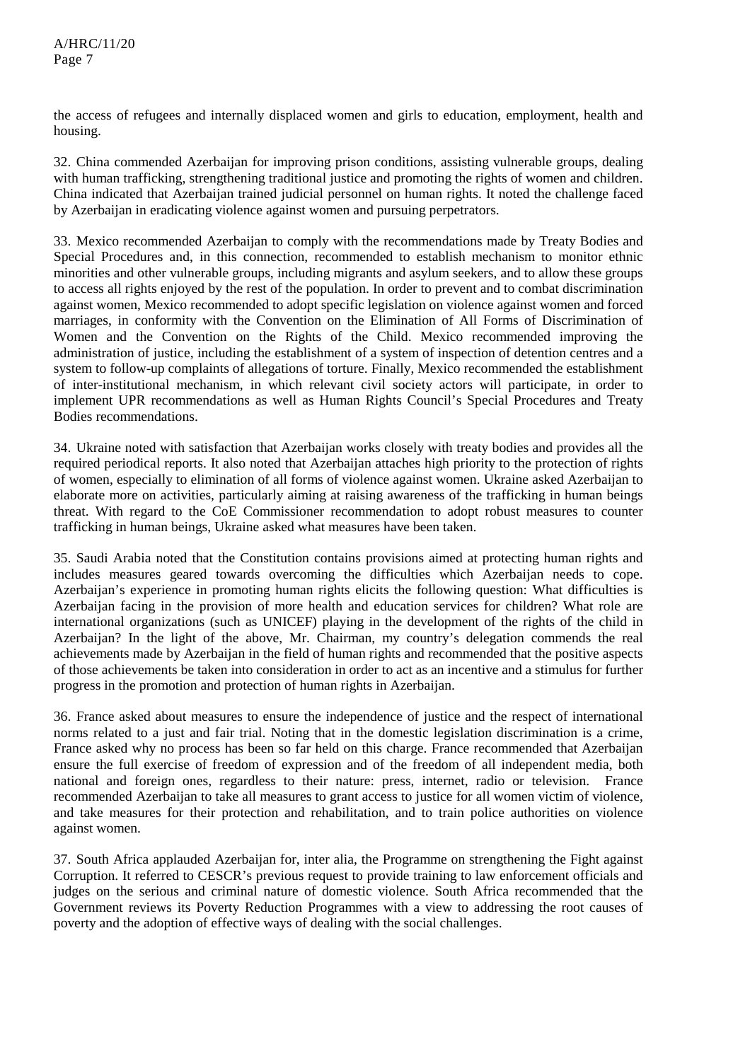the access of refugees and internally displaced women and girls to education, employment, health and housing.

32. China commended Azerbaijan for improving prison conditions, assisting vulnerable groups, dealing with human trafficking, strengthening traditional justice and promoting the rights of women and children. China indicated that Azerbaijan trained judicial personnel on human rights. It noted the challenge faced by Azerbaijan in eradicating violence against women and pursuing perpetrators.

33. Mexico recommended Azerbaijan to comply with the recommendations made by Treaty Bodies and Special Procedures and, in this connection, recommended to establish mechanism to monitor ethnic minorities and other vulnerable groups, including migrants and asylum seekers, and to allow these groups to access all rights enjoyed by the rest of the population. In order to prevent and to combat discrimination against women, Mexico recommended to adopt specific legislation on violence against women and forced marriages, in conformity with the Convention on the Elimination of All Forms of Discrimination of Women and the Convention on the Rights of the Child. Mexico recommended improving the administration of justice, including the establishment of a system of inspection of detention centres and a system to follow-up complaints of allegations of torture. Finally, Mexico recommended the establishment of inter-institutional mechanism, in which relevant civil society actors will participate, in order to implement UPR recommendations as well as Human Rights Council's Special Procedures and Treaty Bodies recommendations.

34. Ukraine noted with satisfaction that Azerbaijan works closely with treaty bodies and provides all the required periodical reports. It also noted that Azerbaijan attaches high priority to the protection of rights of women, especially to elimination of all forms of violence against women. Ukraine asked Azerbaijan to elaborate more on activities, particularly aiming at raising awareness of the trafficking in human beings threat. With regard to the CoE Commissioner recommendation to adopt robust measures to counter trafficking in human beings, Ukraine asked what measures have been taken.

35. Saudi Arabia noted that the Constitution contains provisions aimed at protecting human rights and includes measures geared towards overcoming the difficulties which Azerbaijan needs to cope. Azerbaijan's experience in promoting human rights elicits the following question: What difficulties is Azerbaijan facing in the provision of more health and education services for children? What role are international organizations (such as UNICEF) playing in the development of the rights of the child in Azerbaijan? In the light of the above, Mr. Chairman, my country's delegation commends the real achievements made by Azerbaijan in the field of human rights and recommended that the positive aspects of those achievements be taken into consideration in order to act as an incentive and a stimulus for further progress in the promotion and protection of human rights in Azerbaijan.

36. France asked about measures to ensure the independence of justice and the respect of international norms related to a just and fair trial. Noting that in the domestic legislation discrimination is a crime, France asked why no process has been so far held on this charge. France recommended that Azerbaijan ensure the full exercise of freedom of expression and of the freedom of all independent media, both national and foreign ones, regardless to their nature: press, internet, radio or television. France recommended Azerbaijan to take all measures to grant access to justice for all women victim of violence, and take measures for their protection and rehabilitation, and to train police authorities on violence against women.

37. South Africa applauded Azerbaijan for, inter alia, the Programme on strengthening the Fight against Corruption. It referred to CESCR's previous request to provide training to law enforcement officials and judges on the serious and criminal nature of domestic violence. South Africa recommended that the Government reviews its Poverty Reduction Programmes with a view to addressing the root causes of poverty and the adoption of effective ways of dealing with the social challenges.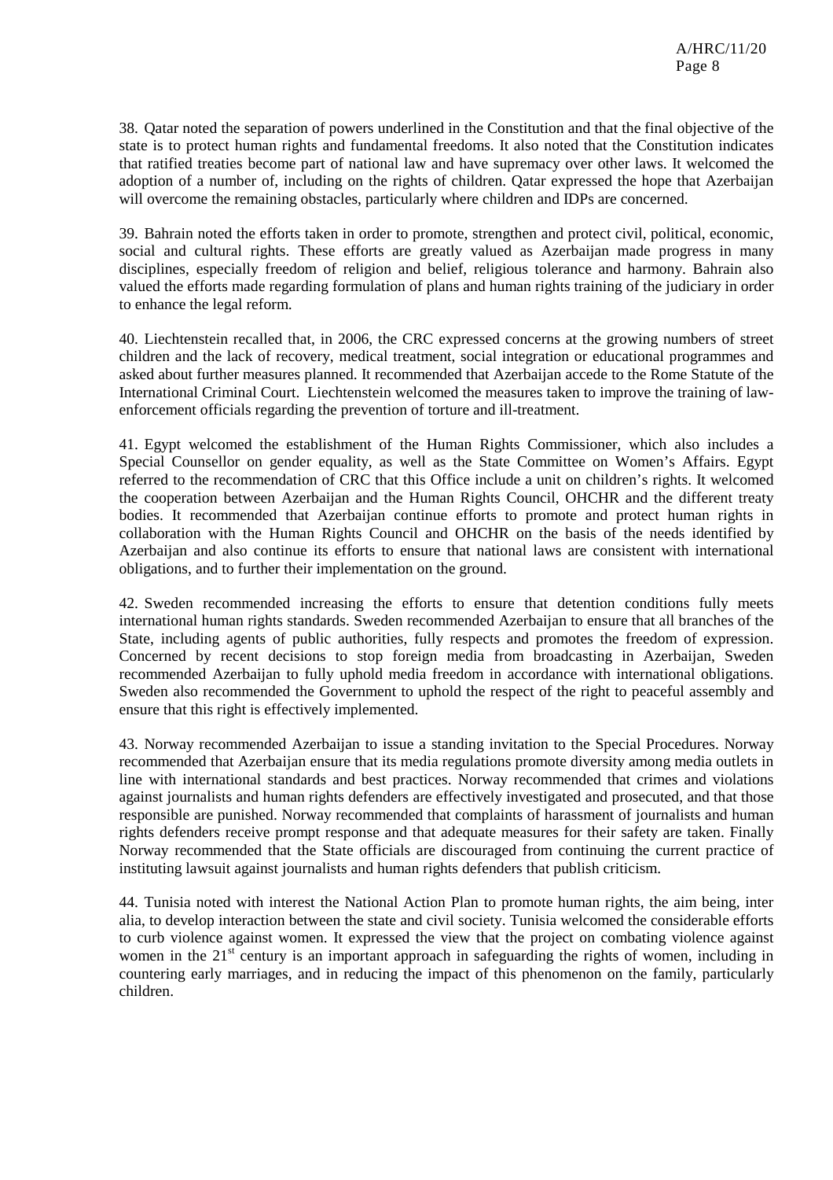38. Qatar noted the separation of powers underlined in the Constitution and that the final objective of the state is to protect human rights and fundamental freedoms. It also noted that the Constitution indicates that ratified treaties become part of national law and have supremacy over other laws. It welcomed the adoption of a number of, including on the rights of children. Qatar expressed the hope that Azerbaijan will overcome the remaining obstacles, particularly where children and IDPs are concerned.

39. Bahrain noted the efforts taken in order to promote, strengthen and protect civil, political, economic, social and cultural rights. These efforts are greatly valued as Azerbaijan made progress in many disciplines, especially freedom of religion and belief, religious tolerance and harmony. Bahrain also valued the efforts made regarding formulation of plans and human rights training of the judiciary in order to enhance the legal reform.

40. Liechtenstein recalled that, in 2006, the CRC expressed concerns at the growing numbers of street children and the lack of recovery, medical treatment, social integration or educational programmes and asked about further measures planned. It recommended that Azerbaijan accede to the Rome Statute of the International Criminal Court. Liechtenstein welcomed the measures taken to improve the training of law-enforcement officials regarding the prevention of torture and ill-treatment.

41. Egypt welcomed the establishment of the Human Rights Commissioner, which also includes a Special Counsellor on gender equality, as well as the State Committee on Women's Affairs. Egypt referred to the recommendation of CRC that this Office include a unit on children's rights. It welcomed the cooperation between Azerbaijan and the Human Rights Council, OHCHR and the different treaty bodies. It recommended that Azerbaijan continue efforts to promote and protect human rights in collaboration with the Human Rights Council and OHCHR on the basis of the needs identified by Azerbaijan and also continue its efforts to ensure that national laws are consistent with international obligations, and to further their implementation on the ground.

42. Sweden recommended increasing the efforts to ensure that detention conditions fully meets international human rights standards. Sweden recommended Azerbaijan to ensure that all branches of the State, including agents of public authorities, fully respects and promotes the freedom of expression. Concerned by recent decisions to stop foreign media from broadcasting in Azerbaijan, Sweden recommended Azerbaijan to fully uphold media freedom in accordance with international obligations. Sweden also recommended the Government to uphold the respect of the right to peaceful assembly and ensure that this right is effectively implemented.

43. Norway recommended Azerbaijan to issue a standing invitation to the Special Procedures. Norway recommended that Azerbaijan ensure that its media regulations promote diversity among media outlets in line with international standards and best practices. Norway recommended that crimes and violations against journalists and human rights defenders are effectively investigated and prosecuted, and that those responsible are punished. Norway recommended that complaints of harassment of journalists and human rights defenders receive prompt response and that adequate measures for their safety are taken. Finally Norway recommended that the State officials are discouraged from continuing the current practice of instituting lawsuit against journalists and human rights defenders that publish criticism.

44. Tunisia noted with interest the National Action Plan to promote human rights, the aim being, inter alia, to develop interaction between the state and civil society. Tunisia welcomed the considerable efforts to curb violence against women. It expressed the view that the project on combating violence against women in the 21st century is an important approach in safeguarding the rights of women, including in countering early marriages, and in reducing the impact of this phenomenon on the family, particularly children.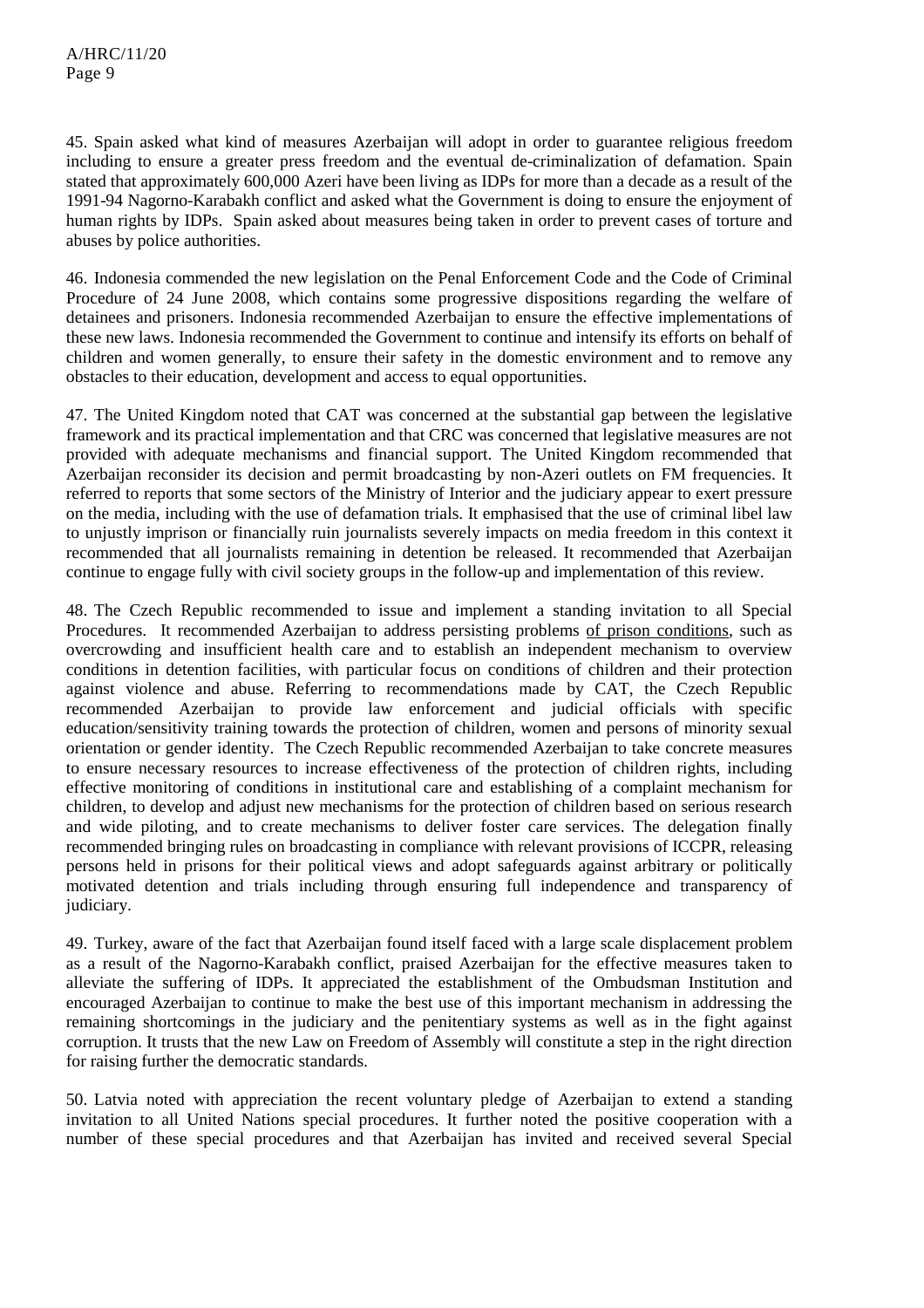45. Spain asked what kind of measures Azerbaijan will adopt in order to guarantee religious freedom including to ensure a greater press freedom and the eventual de-criminalization of defamation. Spain stated that approximately 600,000 Azeri have been living as IDPs for more than a decade as a result of the 1991-94 Nagorno-Karabakh conflict and asked what the Government is doing to ensure the enjoyment of human rights by IDPs. Spain asked about measures being taken in order to prevent cases of torture and abuses by police authorities.

46. Indonesia commended the new legislation on the Penal Enforcement Code and the Code of Criminal Procedure of 24 June 2008, which contains some progressive dispositions regarding the welfare of detainees and prisoners. Indonesia recommended Azerbaijan to ensure the effective implementations of these new laws. Indonesia recommended the Government to continue and intensify its efforts on behalf of children and women generally, to ensure their safety in the domestic environment and to remove any obstacles to their education, development and access to equal opportunities.

47. The United Kingdom noted that CAT was concerned at the substantial gap between the legislative framework and its practical implementation and that CRC was concerned that legislative measures are not provided with adequate mechanisms and financial support. The United Kingdom recommended that Azerbaijan reconsider its decision and permit broadcasting by non-Azeri outlets on FM frequencies. It referred to reports that some sectors of the Ministry of Interior and the judiciary appear to exert pressure on the media, including with the use of defamation trials. It emphasised that the use of criminal libel law to unjustly imprison or financially ruin journalists severely impacts on media freedom in this context it recommended that all journalists remaining in detention be released. It recommended that Azerbaijan continue to engage fully with civil society groups in the follow-up and implementation of this review.

48. The Czech Republic recommended to issue and implement a standing invitation to all Special Procedures. It recommended Azerbaijan to address persisting problems of prison conditions, such as overcrowding and insufficient health care and to establish an independent mechanism to overview conditions in detention facilities, with particular focus on conditions of children and their protection against violence and abuse. Referring to recommendations made by CAT, the Czech Republic recommended Azerbaijan to provide law enforcement and judicial officials with specific education/sensitivity training towards the protection of children, women and persons of minority sexual orientation or gender identity. The Czech Republic recommended Azerbaijan to take concrete measures to ensure necessary resources to increase effectiveness of the protection of children rights, including effective monitoring of conditions in institutional care and establishing of a complaint mechanism for children, to develop and adjust new mechanisms for the protection of children based on serious research and wide piloting, and to create mechanisms to deliver foster care services. The delegation finally recommended bringing rules on broadcasting in compliance with relevant provisions of ICCPR, releasing persons held in prisons for their political views and adopt safeguards against arbitrary or politically motivated detention and trials including through ensuring full independence and transparency of judiciary.

49. Turkey, aware of the fact that Azerbaijan found itself faced with a large scale displacement problem as a result of the Nagorno-Karabakh conflict, praised Azerbaijan for the effective measures taken to alleviate the suffering of IDPs. It appreciated the establishment of the Ombudsman Institution and encouraged Azerbaijan to continue to make the best use of this important mechanism in addressing the remaining shortcomings in the judiciary and the penitentiary systems as well as in the fight against corruption. It trusts that the new Law on Freedom of Assembly will constitute a step in the right direction for raising further the democratic standards.

50. Latvia noted with appreciation the recent voluntary pledge of Azerbaijan to extend a standing invitation to all United Nations special procedures. It further noted the positive cooperation with a number of these special procedures and that Azerbaijan has invited and received several Special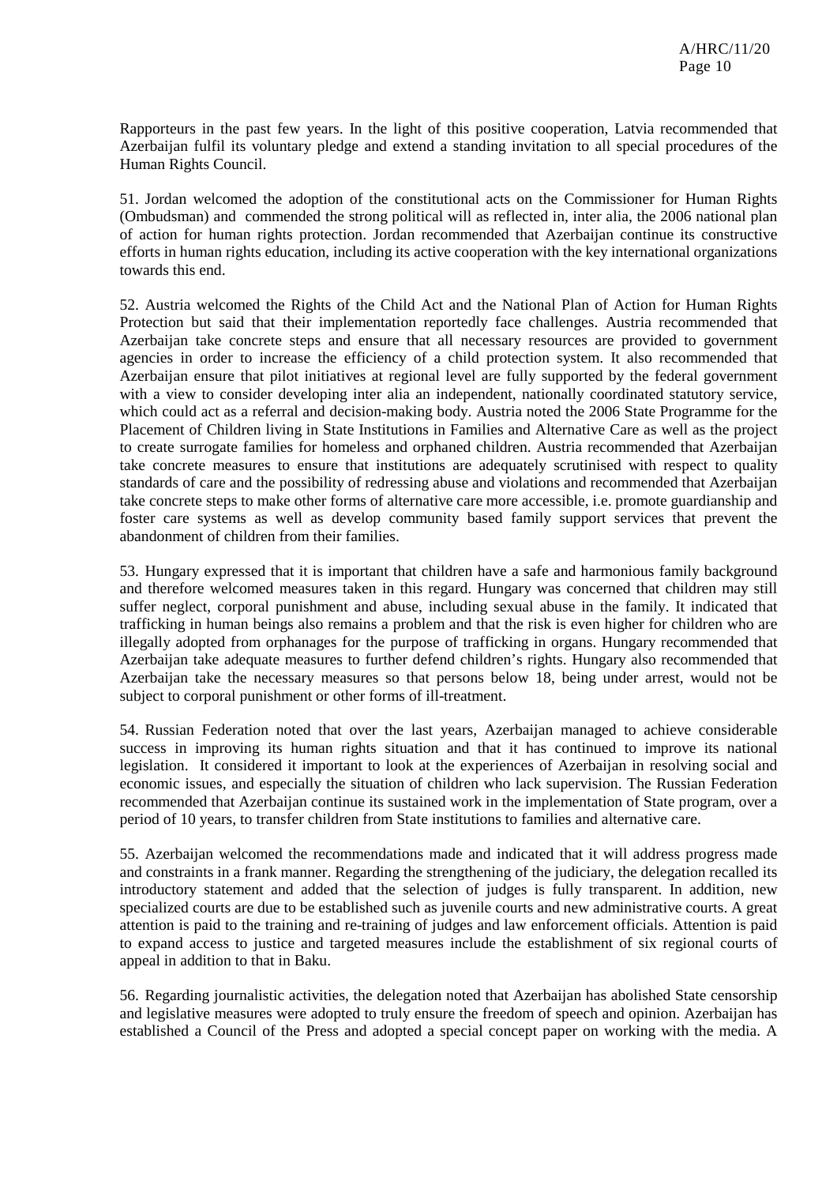Rapporteurs in the past few years. In the light of this positive cooperation, Latvia recommended that Azerbaijan fulfil its voluntary pledge and extend a standing invitation to all special procedures of the Human Rights Council.

51. Jordan welcomed the adoption of the constitutional acts on the Commissioner for Human Rights (Ombudsman) and commended the strong political will as reflected in, inter alia, the 2006 national plan of action for human rights protection. Jordan recommended that Azerbaijan continue its constructive efforts in human rights education, including its active cooperation with the key international organizations towards this end.

52. Austria welcomed the Rights of the Child Act and the National Plan of Action for Human Rights Protection but said that their implementation reportedly face challenges. Austria recommended that Azerbaijan take concrete steps and ensure that all necessary resources are provided to government agencies in order to increase the efficiency of a child protection system. It also recommended that Azerbaijan ensure that pilot initiatives at regional level are fully supported by the federal government with a view to consider developing inter alia an independent, nationally coordinated statutory service, which could act as a referral and decision-making body. Austria noted the 2006 State Programme for the Placement of Children living in State Institutions in Families and Alternative Care as well as the project to create surrogate families for homeless and orphaned children. Austria recommended that Azerbaijan take concrete measures to ensure that institutions are adequately scrutinised with respect to quality standards of care and the possibility of redressing abuse and violations and recommended that Azerbaijan take concrete steps to make other forms of alternative care more accessible, i.e. promote guardianship and foster care systems as well as develop community based family support services that prevent the abandonment of children from their families.

53. Hungary expressed that it is important that children have a safe and harmonious family background and therefore welcomed measures taken in this regard. Hungary was concerned that children may still suffer neglect, corporal punishment and abuse, including sexual abuse in the family. It indicated that trafficking in human beings also remains a problem and that the risk is even higher for children who are illegally adopted from orphanages for the purpose of trafficking in organs. Hungary recommended that Azerbaijan take adequate measures to further defend children's rights. Hungary also recommended that Azerbaijan take the necessary measures so that persons below 18, being under arrest, would not be subject to corporal punishment or other forms of ill-treatment.

54. Russian Federation noted that over the last years, Azerbaijan managed to achieve considerable success in improving its human rights situation and that it has continued to improve its national legislation. It considered it important to look at the experiences of Azerbaijan in resolving social and economic issues, and especially the situation of children who lack supervision. The Russian Federation recommended that Azerbaijan continue its sustained work in the implementation of State program, over a period of 10 years, to transfer children from State institutions to families and alternative care.

55. Azerbaijan welcomed the recommendations made and indicated that it will address progress made and constraints in a frank manner. Regarding the strengthening of the judiciary, the delegation recalled its introductory statement and added that the selection of judges is fully transparent. In addition, new specialized courts are due to be established such as juvenile courts and new administrative courts. A great attention is paid to the training and re-training of judges and law enforcement officials. Attention is paid to expand access to justice and targeted measures include the establishment of six regional courts of appeal in addition to that in Baku.

56. Regarding journalistic activities, the delegation noted that Azerbaijan has abolished State censorship and legislative measures were adopted to truly ensure the freedom of speech and opinion. Azerbaijan has established a Council of the Press and adopted a special concept paper on working with the media. A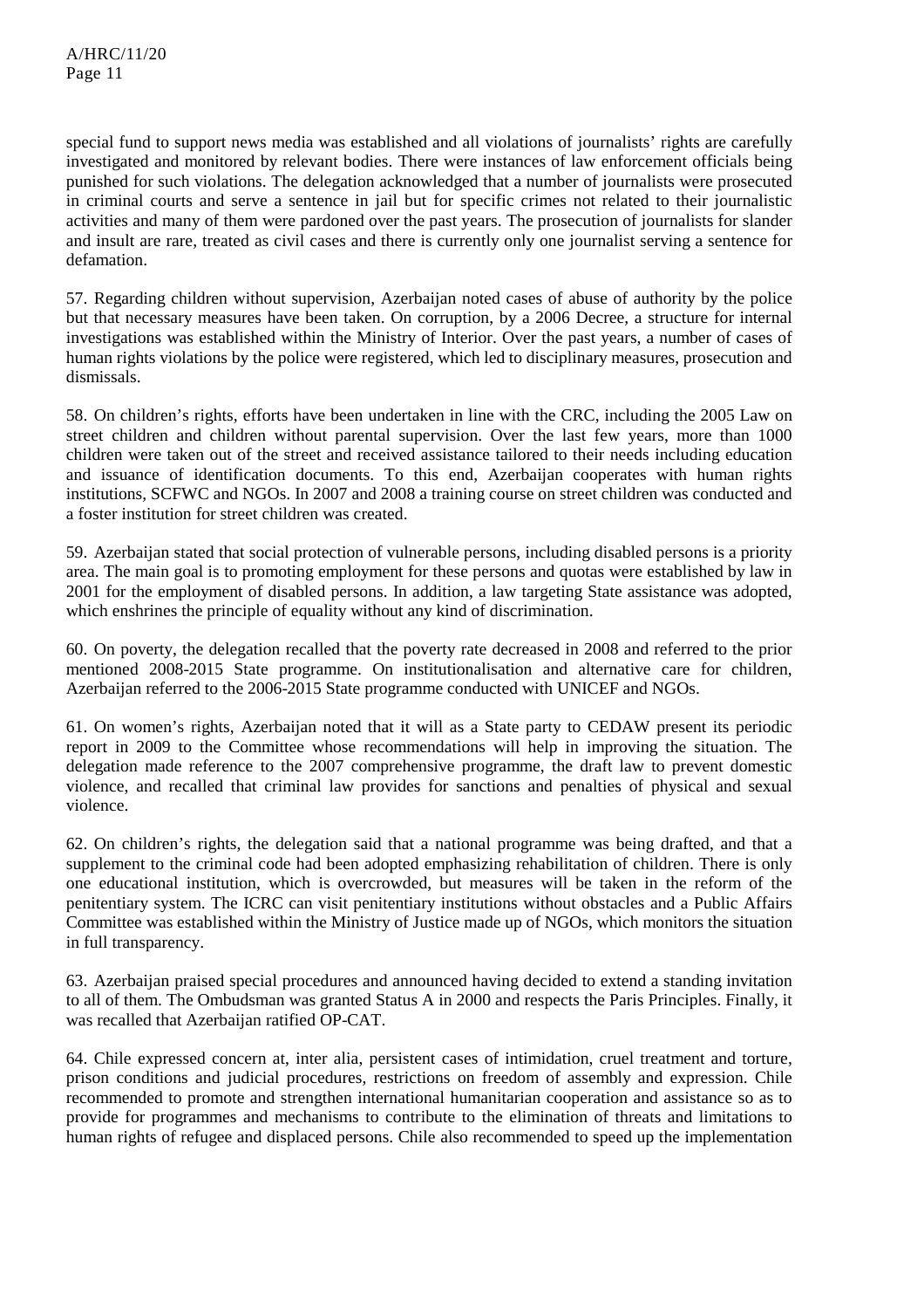special fund to support news media was established and all violations of journalists' rights are carefully investigated and monitored by relevant bodies. There were instances of law enforcement officials being punished for such violations. The delegation acknowledged that a number of journalists were prosecuted in criminal courts and serve a sentence in jail but for specific crimes not related to their journalistic activities and many of them were pardoned over the past years. The prosecution of journalists for slander and insult are rare, treated as civil cases and there is currently only one journalist serving a sentence for defamation.

57. Regarding children without supervision, Azerbaijan noted cases of abuse of authority by the police but that necessary measures have been taken. On corruption, by a 2006 Decree, a structure for internal investigations was established within the Ministry of Interior. Over the past years, a number of cases of human rights violations by the police were registered, which led to disciplinary measures, prosecution and dismissals.

58. On children's rights, efforts have been undertaken in line with the CRC, including the 2005 Law on street children and children without parental supervision. Over the last few years, more than 1000 children were taken out of the street and received assistance tailored to their needs including education and issuance of identification documents. To this end, Azerbaijan cooperates with human rights institutions, SCFWC and NGOs. In 2007 and 2008 a training course on street children was conducted and a foster institution for street children was created.

59. Azerbaijan stated that social protection of vulnerable persons, including disabled persons is a priority area. The main goal is to promoting employment for these persons and quotas were established by law in 2001 for the employment of disabled persons. In addition, a law targeting State assistance was adopted, which enshrines the principle of equality without any kind of discrimination.

60. On poverty, the delegation recalled that the poverty rate decreased in 2008 and referred to the prior mentioned 2008-2015 State programme. On institutionalisation and alternative care for children, Azerbaijan referred to the 2006-2015 State programme conducted with UNICEF and NGOs.

61. On women's rights, Azerbaijan noted that it will as a State party to CEDAW present its periodic report in 2009 to the Committee whose recommendations will help in improving the situation. The delegation made reference to the 2007 comprehensive programme, the draft law to prevent domestic violence, and recalled that criminal law provides for sanctions and penalties of physical and sexual violence.

62. On children's rights, the delegation said that a national programme was being drafted, and that a supplement to the criminal code had been adopted emphasizing rehabilitation of children. There is only one educational institution, which is overcrowded, but measures will be taken in the reform of the penitentiary system. The ICRC can visit penitentiary institutions without obstacles and a Public Affairs Committee was established within the Ministry of Justice made up of NGOs, which monitors the situation in full transparency.

63. Azerbaijan praised special procedures and announced having decided to extend a standing invitation to all of them. The Ombudsman was granted Status A in 2000 and respects the Paris Principles. Finally, it was recalled that Azerbaijan ratified OP-CAT.

64. Chile expressed concern at, inter alia, persistent cases of intimidation, cruel treatment and torture, prison conditions and judicial procedures, restrictions on freedom of assembly and expression. Chile recommended to promote and strengthen international humanitarian cooperation and assistance so as to provide for programmes and mechanisms to contribute to the elimination of threats and limitations to human rights of refugee and displaced persons. Chile also recommended to speed up the implementation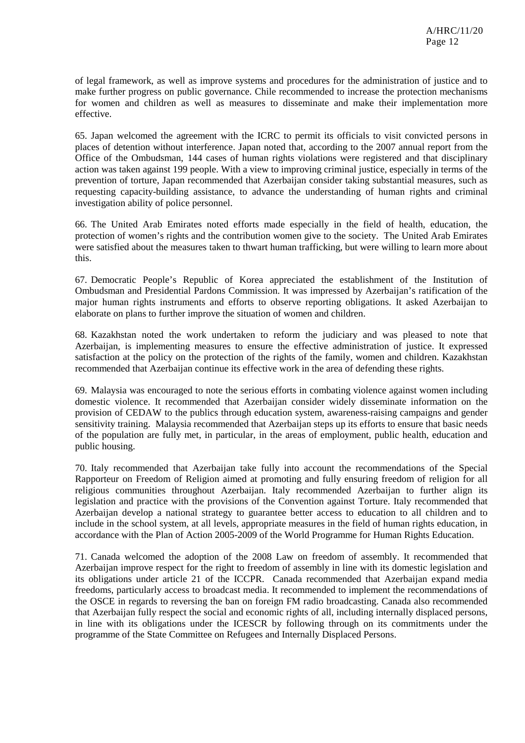of legal framework, as well as improve systems and procedures for the administration of justice and to make further progress on public governance. Chile recommended to increase the protection mechanisms for women and children as well as measures to disseminate and make their implementation more effective.

65. Japan welcomed the agreement with the ICRC to permit its officials to visit convicted persons in places of detention without interference. Japan noted that, according to the 2007 annual report from the Office of the Ombudsman, 144 cases of human rights violations were registered and that disciplinary action was taken against 199 people. With a view to improving criminal justice, especially in terms of the prevention of torture, Japan recommended that Azerbaijan consider taking substantial measures, such as requesting capacity-building assistance, to advance the understanding of human rights and criminal investigation ability of police personnel.

66. The United Arab Emirates noted efforts made especially in the field of health, education, the protection of women's rights and the contribution women give to the society. The United Arab Emirates were satisfied about the measures taken to thwart human trafficking, but were willing to learn more about this.

67. Democratic People's Republic of Korea appreciated the establishment of the Institution of Ombudsman and Presidential Pardons Commission. It was impressed by Azerbaijan's ratification of the major human rights instruments and efforts to observe reporting obligations. It asked Azerbaijan to elaborate on plans to further improve the situation of women and children.

68. Kazakhstan noted the work undertaken to reform the judiciary and was pleased to note that Azerbaijan, is implementing measures to ensure the effective administration of justice. It expressed satisfaction at the policy on the protection of the rights of the family, women and children. Kazakhstan recommended that Azerbaijan continue its effective work in the area of defending these rights.

69. Malaysia was encouraged to note the serious efforts in combating violence against women including domestic violence. It recommended that Azerbaijan consider widely disseminate information on the provision of CEDAW to the publics through education system, awareness-raising campaigns and gender sensitivity training. Malaysia recommended that Azerbaijan steps up its efforts to ensure that basic needs of the population are fully met, in particular, in the areas of employment, public health, education and public housing.

70. Italy recommended that Azerbaijan take fully into account the recommendations of the Special Rapporteur on Freedom of Religion aimed at promoting and fully ensuring freedom of religion for all religious communities throughout Azerbaijan. Italy recommended Azerbaijan to further align its legislation and practice with the provisions of the Convention against Torture. Italy recommended that Azerbaijan develop a national strategy to guarantee better access to education to all children and to include in the school system, at all levels, appropriate measures in the field of human rights education, in accordance with the Plan of Action 2005-2009 of the World Programme for Human Rights Education.

71. Canada welcomed the adoption of the 2008 Law on freedom of assembly. It recommended that Azerbaijan improve respect for the right to freedom of assembly in line with its domestic legislation and its obligations under article 21 of the ICCPR. Canada recommended that Azerbaijan expand media freedoms, particularly access to broadcast media. It recommended to implement the recommendations of the OSCE in regards to reversing the ban on foreign FM radio broadcasting. Canada also recommended that Azerbaijan fully respect the social and economic rights of all, including internally displaced persons, in line with its obligations under the ICESCR by following through on its commitments under the programme of the State Committee on Refugees and Internally Displaced Persons.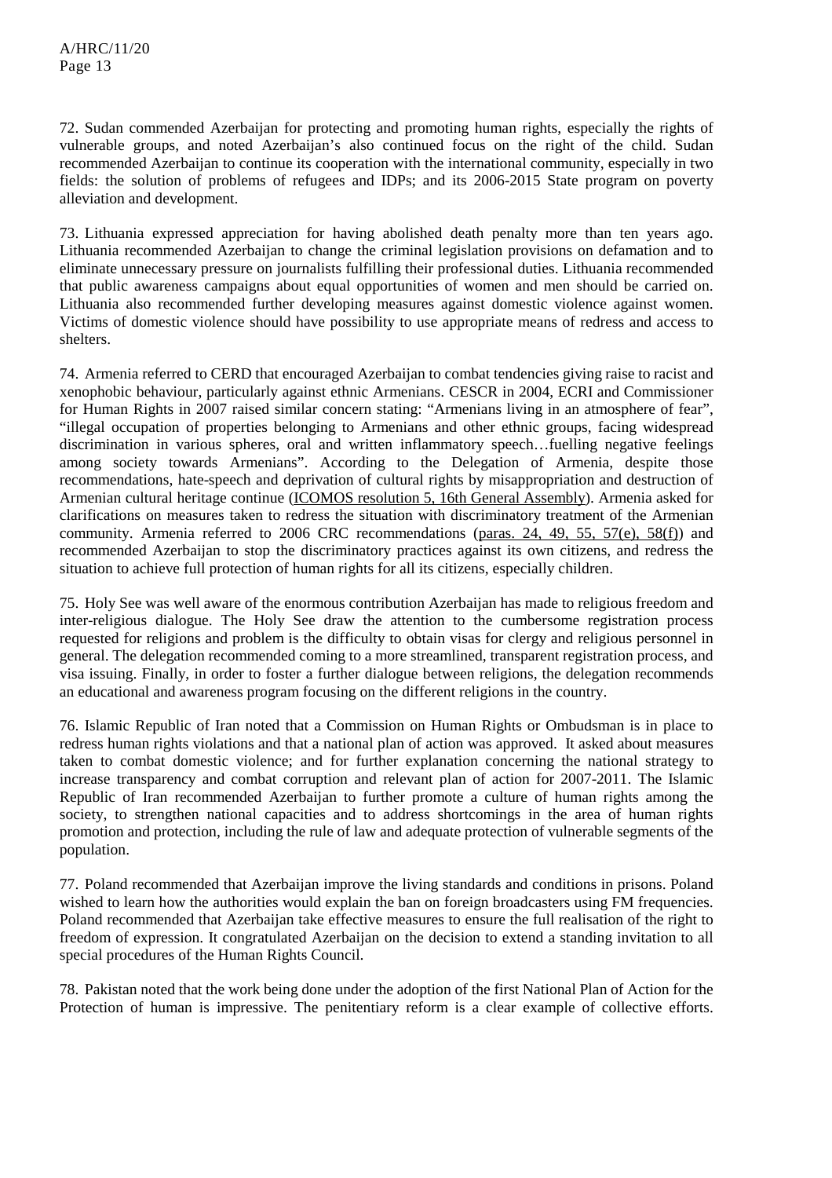72. Sudan commended Azerbaijan for protecting and promoting human rights, especially the rights of vulnerable groups, and noted Azerbaijan's also continued focus on the right of the child. Sudan recommended Azerbaijan to continue its cooperation with the international community, especially in two fields: the solution of problems of refugees and IDPs; and its 2006-2015 State program on poverty alleviation and development.

73. Lithuania expressed appreciation for having abolished death penalty more than ten years ago. Lithuania recommended Azerbaijan to change the criminal legislation provisions on defamation and to eliminate unnecessary pressure on journalists fulfilling their professional duties. Lithuania recommended that public awareness campaigns about equal opportunities of women and men should be carried on. Lithuania also recommended further developing measures against domestic violence against women. Victims of domestic violence should have possibility to use appropriate means of redress and access to shelters.

74. Armenia referred to CERD that encouraged Azerbaijan to combat tendencies giving raise to racist and xenophobic behaviour, particularly against ethnic Armenians. CESCR in 2004, ECRI and Commissioner for Human Rights in 2007 raised similar concern stating: "Armenians living in an atmosphere of fear", "illegal occupation of properties belonging to Armenians and other ethnic groups, facing widespread discrimination in various spheres, oral and written inflammatory speech…fuelling negative feelings among society towards Armenians". According to the Delegation of Armenia, despite those recommendations, hate-speech and deprivation of cultural rights by misappropriation and destruction of Armenian cultural heritage continue (ICOMOS resolution 5, 16th General Assembly). Armenia asked for clarifications on measures taken to redress the situation with discriminatory treatment of the Armenian community. Armenia referred to 2006 CRC recommendations (paras. 24, 49, 55, 57(e), 58(f)) and recommended Azerbaijan to stop the discriminatory practices against its own citizens, and redress the situation to achieve full protection of human rights for all its citizens, especially children.

75. Holy See was well aware of the enormous contribution Azerbaijan has made to religious freedom and inter-religious dialogue. The Holy See draw the attention to the cumbersome registration process requested for religions and problem is the difficulty to obtain visas for clergy and religious personnel in general. The delegation recommended coming to a more streamlined, transparent registration process, and visa issuing. Finally, in order to foster a further dialogue between religions, the delegation recommends an educational and awareness program focusing on the different religions in the country.

76. Islamic Republic of Iran noted that a Commission on Human Rights or Ombudsman is in place to redress human rights violations and that a national plan of action was approved. It asked about measures taken to combat domestic violence; and for further explanation concerning the national strategy to increase transparency and combat corruption and relevant plan of action for 2007-2011. The Islamic Republic of Iran recommended Azerbaijan to further promote a culture of human rights among the society, to strengthen national capacities and to address shortcomings in the area of human rights promotion and protection, including the rule of law and adequate protection of vulnerable segments of the population.

77. Poland recommended that Azerbaijan improve the living standards and conditions in prisons. Poland wished to learn how the authorities would explain the ban on foreign broadcasters using FM frequencies. Poland recommended that Azerbaijan take effective measures to ensure the full realisation of the right to freedom of expression. It congratulated Azerbaijan on the decision to extend a standing invitation to all special procedures of the Human Rights Council.

78. Pakistan noted that the work being done under the adoption of the first National Plan of Action for the Protection of human is impressive. The penitentiary reform is a clear example of collective efforts.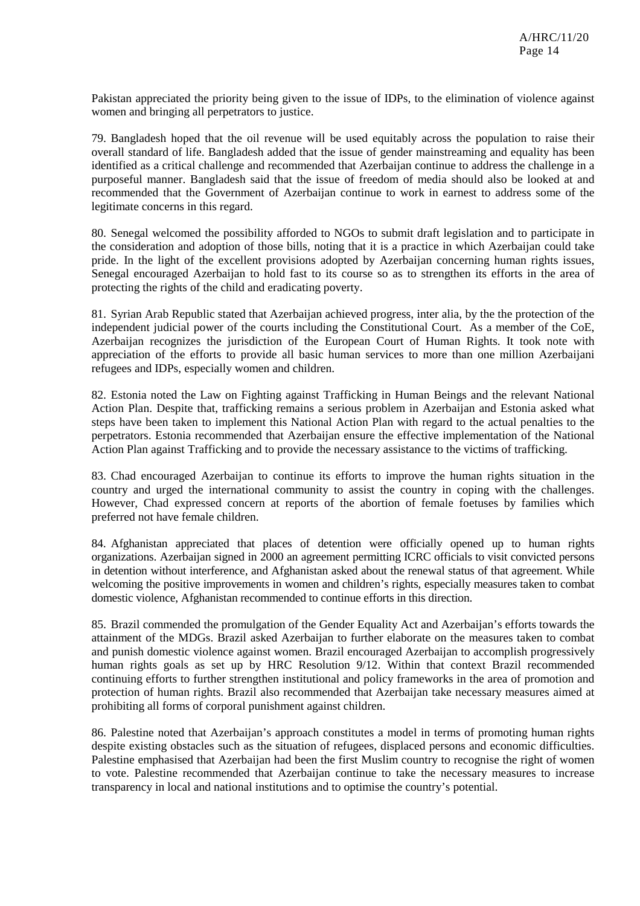Pakistan appreciated the priority being given to the issue of IDPs, to the elimination of violence against women and bringing all perpetrators to justice.

79. Bangladesh hoped that the oil revenue will be used equitably across the population to raise their overall standard of life. Bangladesh added that the issue of gender mainstreaming and equality has been identified as a critical challenge and recommended that Azerbaijan continue to address the challenge in a purposeful manner. Bangladesh said that the issue of freedom of media should also be looked at and recommended that the Government of Azerbaijan continue to work in earnest to address some of the legitimate concerns in this regard.

80. Senegal welcomed the possibility afforded to NGOs to submit draft legislation and to participate in the consideration and adoption of those bills, noting that it is a practice in which Azerbaijan could take pride. In the light of the excellent provisions adopted by Azerbaijan concerning human rights issues, Senegal encouraged Azerbaijan to hold fast to its course so as to strengthen its efforts in the area of protecting the rights of the child and eradicating poverty.

81. Syrian Arab Republic stated that Azerbaijan achieved progress, inter alia, by the the protection of the independent judicial power of the courts including the Constitutional Court. As a member of the CoE, Azerbaijan recognizes the jurisdiction of the European Court of Human Rights. It took note with appreciation of the efforts to provide all basic human services to more than one million Azerbaijani refugees and IDPs, especially women and children.

82. Estonia noted the Law on Fighting against Trafficking in Human Beings and the relevant National Action Plan. Despite that, trafficking remains a serious problem in Azerbaijan and Estonia asked what steps have been taken to implement this National Action Plan with regard to the actual penalties to the perpetrators. Estonia recommended that Azerbaijan ensure the effective implementation of the National Action Plan against Trafficking and to provide the necessary assistance to the victims of trafficking.

83. Chad encouraged Azerbaijan to continue its efforts to improve the human rights situation in the country and urged the international community to assist the country in coping with the challenges. However, Chad expressed concern at reports of the abortion of female foetuses by families which preferred not have female children.

84. Afghanistan appreciated that places of detention were officially opened up to human rights organizations. Azerbaijan signed in 2000 an agreement permitting ICRC officials to visit convicted persons in detention without interference, and Afghanistan asked about the renewal status of that agreement. While welcoming the positive improvements in women and children's rights, especially measures taken to combat domestic violence, Afghanistan recommended to continue efforts in this direction.

85. Brazil commended the promulgation of the Gender Equality Act and Azerbaijan's efforts towards the attainment of the MDGs. Brazil asked Azerbaijan to further elaborate on the measures taken to combat and punish domestic violence against women. Brazil encouraged Azerbaijan to accomplish progressively human rights goals as set up by HRC Resolution 9/12. Within that context Brazil recommended continuing efforts to further strengthen institutional and policy frameworks in the area of promotion and protection of human rights. Brazil also recommended that Azerbaijan take necessary measures aimed at prohibiting all forms of corporal punishment against children.

86. Palestine noted that Azerbaijan's approach constitutes a model in terms of promoting human rights despite existing obstacles such as the situation of refugees, displaced persons and economic difficulties. Palestine emphasised that Azerbaijan had been the first Muslim country to recognise the right of women to vote. Palestine recommended that Azerbaijan continue to take the necessary measures to increase transparency in local and national institutions and to optimise the country's potential.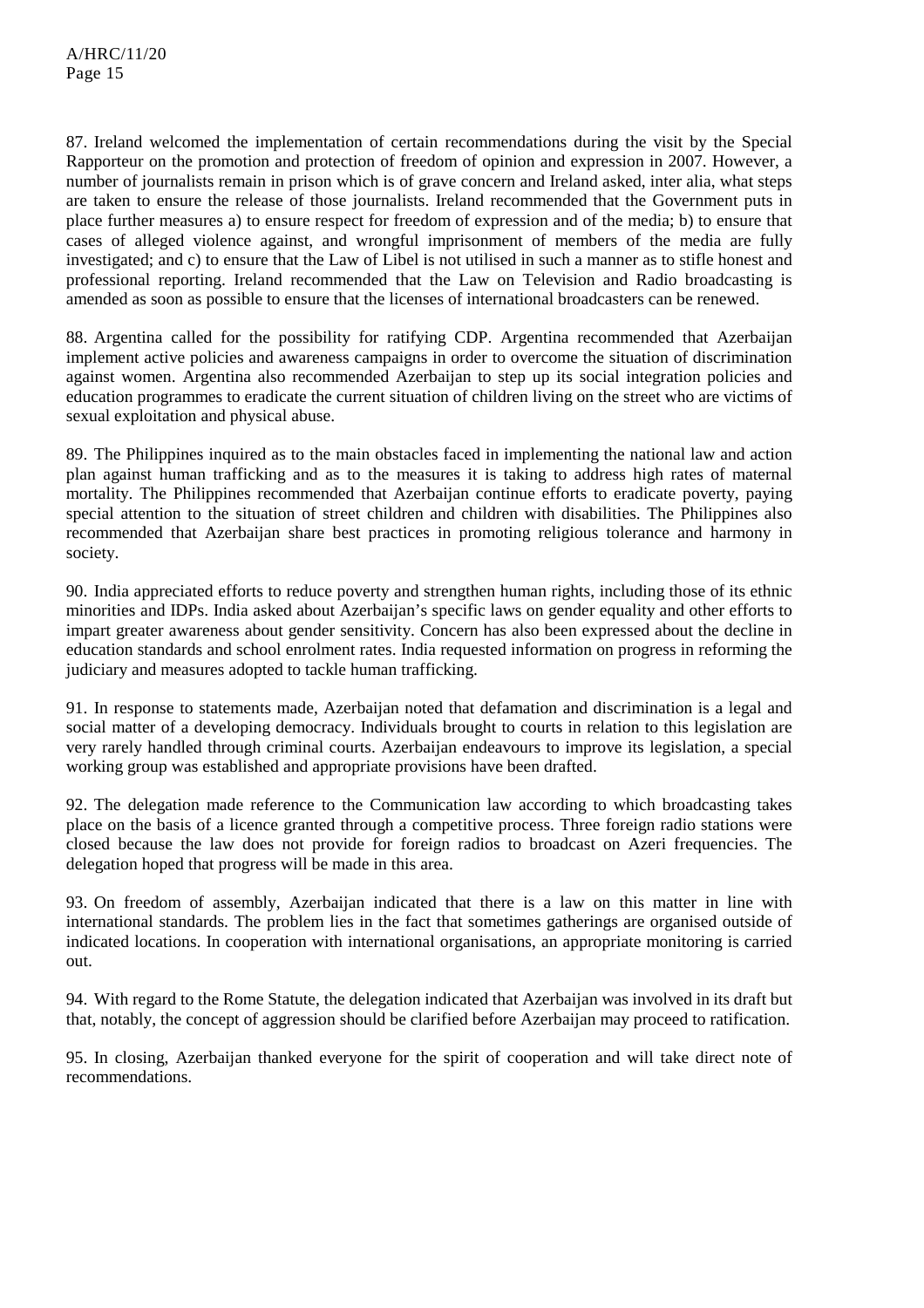87. Ireland welcomed the implementation of certain recommendations during the visit by the Special Rapporteur on the promotion and protection of freedom of opinion and expression in 2007. However, a number of journalists remain in prison which is of grave concern and Ireland asked, inter alia, what steps are taken to ensure the release of those journalists. Ireland recommended that the Government puts in place further measures a) to ensure respect for freedom of expression and of the media; b) to ensure that cases of alleged violence against, and wrongful imprisonment of members of the media are fully investigated; and c) to ensure that the Law of Libel is not utilised in such a manner as to stifle honest and professional reporting. Ireland recommended that the Law on Television and Radio broadcasting is amended as soon as possible to ensure that the licenses of international broadcasters can be renewed.

88. Argentina called for the possibility for ratifying CDP. Argentina recommended that Azerbaijan implement active policies and awareness campaigns in order to overcome the situation of discrimination against women. Argentina also recommended Azerbaijan to step up its social integration policies and education programmes to eradicate the current situation of children living on the street who are victims of sexual exploitation and physical abuse.

89. The Philippines inquired as to the main obstacles faced in implementing the national law and action plan against human trafficking and as to the measures it is taking to address high rates of maternal mortality. The Philippines recommended that Azerbaijan continue efforts to eradicate poverty, paying special attention to the situation of street children and children with disabilities. The Philippines also recommended that Azerbaijan share best practices in promoting religious tolerance and harmony in society.

90. India appreciated efforts to reduce poverty and strengthen human rights, including those of its ethnic minorities and IDPs. India asked about Azerbaijan's specific laws on gender equality and other efforts to impart greater awareness about gender sensitivity. Concern has also been expressed about the decline in education standards and school enrolment rates. India requested information on progress in reforming the judiciary and measures adopted to tackle human trafficking.

91. In response to statements made, Azerbaijan noted that defamation and discrimination is a legal and social matter of a developing democracy. Individuals brought to courts in relation to this legislation are very rarely handled through criminal courts. Azerbaijan endeavours to improve its legislation, a special working group was established and appropriate provisions have been drafted.

92. The delegation made reference to the Communication law according to which broadcasting takes place on the basis of a licence granted through a competitive process. Three foreign radio stations were closed because the law does not provide for foreign radios to broadcast on Azeri frequencies. The delegation hoped that progress will be made in this area.

93. On freedom of assembly, Azerbaijan indicated that there is a law on this matter in line with international standards. The problem lies in the fact that sometimes gatherings are organised outside of indicated locations. In cooperation with international organisations, an appropriate monitoring is carried out.

94. With regard to the Rome Statute, the delegation indicated that Azerbaijan was involved in its draft but that, notably, the concept of aggression should be clarified before Azerbaijan may proceed to ratification.

95. In closing, Azerbaijan thanked everyone for the spirit of cooperation and will take direct note of recommendations.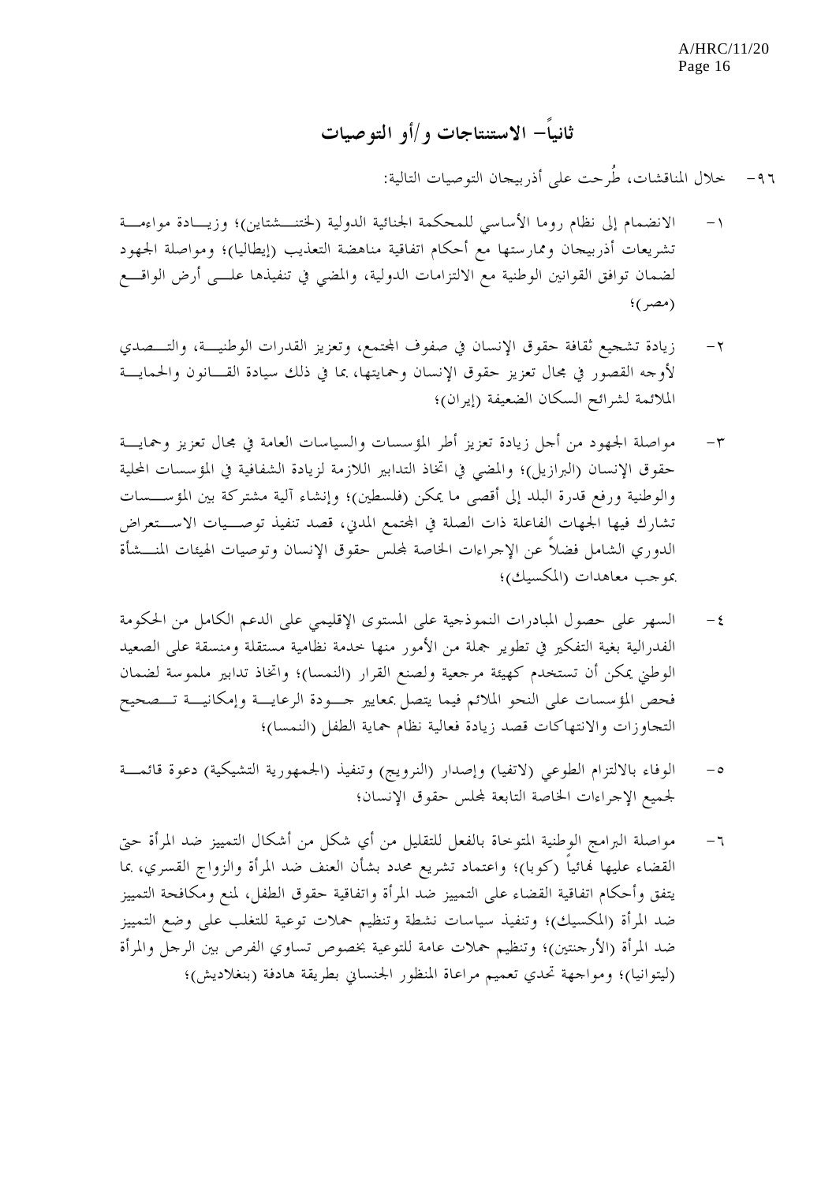## ثانياً– الاستنتاجات و/أو التوصيات

٩٦- خلال المناقشات، طُرحت على أذربيجان التوصيات التالية:

١- الانضمام إلى نظام روما الأساسي للمحكمة الجنائية الدولية (لختنشتاين)؛ وزيادة مواءمة تشريعات أذربيجان وممارستها مع أحكام اتفاقية مناهضة التعذيب (إيطاليا)؛ ومواصلة الجهود لضمان توافق القوانين الوطنية مع الالتزامات الدولية، والمضي في تنفيذها على أرض الواقع (مصر)؛

٢- زيادة تشجيع ثقافة حقوق الإنسان في صفوف المجتمع، وتعزيز القدرات الوطنية، والتصدي لأوجه القصور في مجال تعزيز حقوق الإنسان وحمايتها، بما في ذلك سيادة القانون والحماية الملائمة لشرائح السكان الضعيفة (إيران)؛

٣- مواصلة الجهود من أجل زيادة تعزيز أطر المؤسسات والسياسات العامة في مجال تعزيز وحماية حقوق الإنسان (البرازيل)؛ والمضي في اتخاذ التدابير اللازمة لزيادة الشفافية في المؤسسات المحلية والوطنية ورفع قدرة البلد إلى أقصى ما يمكن (فلسطين)؛ وإنشاء آلية مشتركة بين المؤسسات تشارك فيها الجهات الفاعلة ذات الصلة في المجتمع المدني، قصد تنفيذ توصيات الاستعراض الدوري الشامل فضلاً عن الإجراءات الخاصة لمجلس حقوق الإنسان وتوصيات الهيئات المنشأة بموجب معاهدات (المكسيك)؛

٤- السهر على حصول المبادرات النموذجية على المستوى الإقليمي على الدعم الكامل من الحكومة الفدرالية بغية التفكير في تطوير جملة من الأمور منها خدمة نظامية مستقلة ومنسقة على الصعيد الوطني يمكن أن تستخدم كهيئة مرجعية ولصنع القرار (النمسا)؛ واتخاذ تدابير ملموسة لضمان فحص المؤسسات على النحو الملائم فيما يتصل بمعايير جودة الرعاية وإمكانية تصحيح التجاوزات والانتهاكات قصد زيادة فعالية نظام حماية الطفل (النمسا)؛

٥- الوفاء بالالتزام الطوعي (لاتفيا) وإصدار (النرويج) وتنفيذ (الجمهورية التشيكية) دعوة قائمة لجميع الإجراءات الخاصة التابعة لمجلس حقوق الإنسان؛

٦- مواصلة البرامج الوطنية المتوخاة بالفعل للتقليل من أي شكل من أشكال التمييز ضد المرأة حتى القضاء عليها نهائياً (كوبا)؛ واعتماد تشريع محدد بشأن العنف ضد المرأة والزواج القسري، بما يتفق وأحكام اتفاقية القضاء على التمييز ضد المرأة واتفاقية حقوق الطفل، لمنع ومكافحة التمييز ضد المرأة (المكسيك)؛ وتنفيذ سياسات نشطة وتنظيم حملات توعية للتغلب على وضع التمييز ضد المرأة (الأرجنتين)؛ وتنظيم حملات عامة للتوعية بخصوص تساوي الفرص بين الرجل والمرأة (ليتوانيا)؛ ومواجهة تحدي تعميم مراعاة المنظور الجنساني بطريقة هادفة (بنغلاديش)؛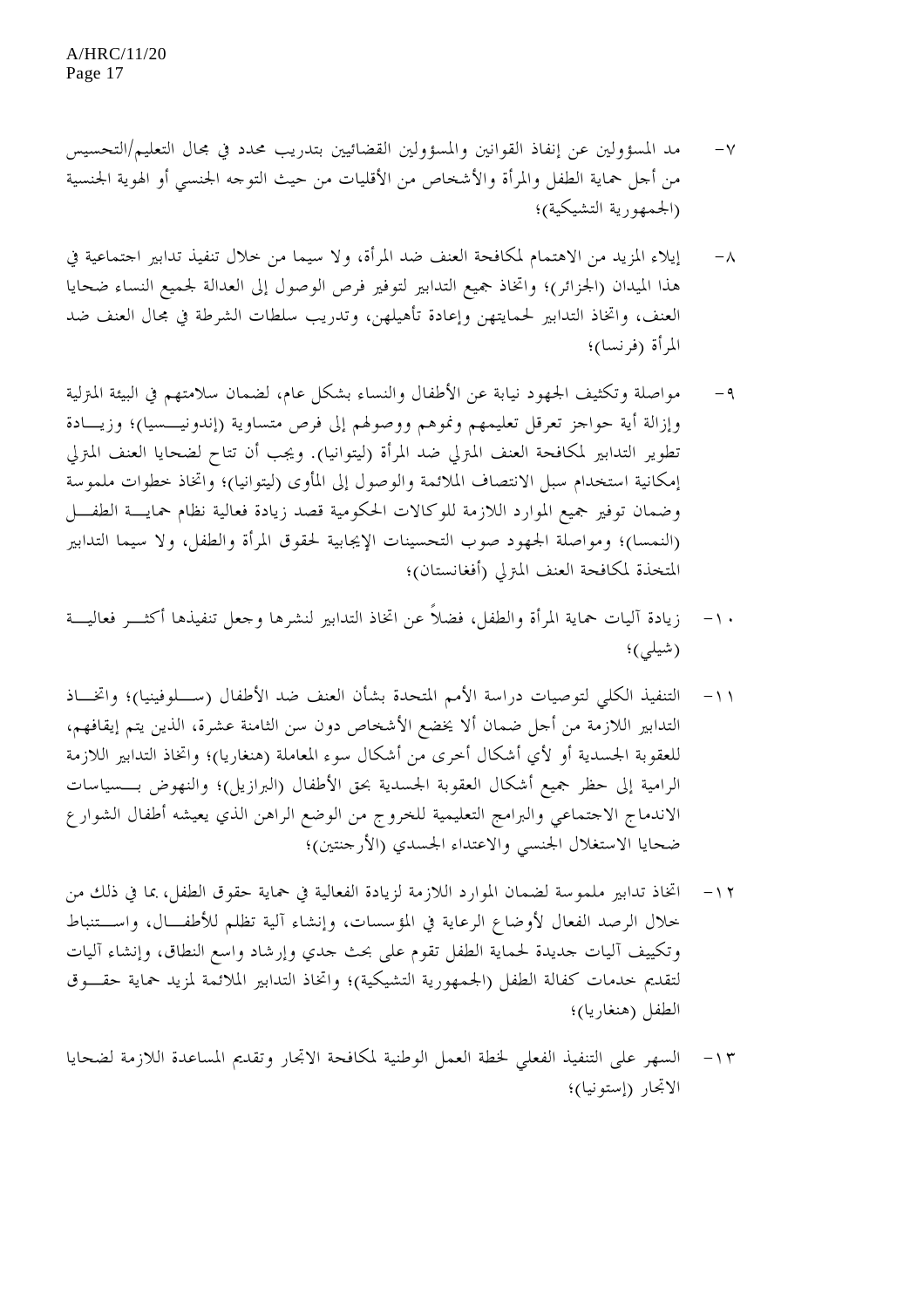٧- مد المسؤولين عن إنفاذ القوانين والمسؤولين القضائيين بتدريب محدد في مجال التعليم/التحسيس من أجل حماية الطفل والمرأة والأشخاص من الأقليات من حيث التوجه الجنسي أو الهوية الجنسية (الجمهورية التشيكية)؛

٨- إيلاء المزيد من الاهتمام لمكافحة العنف ضد المرأة، ولا سيما من خلال تنفيذ تدابير اجتماعية في هذا الميدان (الجزائر)؛ واتخاذ جميع التدابير لتوفير فرص الوصول إلى العدالة لجميع النساء ضحايا العنف، واتخاذ التدابير لحمايتهن وإعادة تأهيلهن، وتدريب سلطات الشرطة في مجال العنف ضد المرأة (فرنسا)؛

٩- مواصلة وتكثيف الجهود نيابة عن الأطفال والنساء بشكل عام، لضمان سلامتهم في البيئة المنزلية وإزالة أية حواجز تعرقل تعليمهم ونموهم ووصولهم إلى فرص متساوية (إندونيسيا)؛ وزيادة تطوير التدابير لمكافحة العنف المنزلي ضد المرأة (ليتوانيا). ويجب أن تتاح لضحايا العنف المنزلي إمكانية استخدام سبل الانتصاف الملائمة والوصول إلى المأوى (ليتوانيا)؛ واتخاذ خطوات ملموسة وضمان توفير جميع الموارد اللازمة للوكالات الحكومية قصد زيادة فعالية نظام حماية الطفل (النمسا)؛ ومواصلة الجهود صوب التحسينات الإيجابية لحقوق المرأة والطفل، ولا سيما التدابير المتخذة لمكافحة العنف المنزلي (أفغانستان)؛

١٠- زيادة آليات حماية المرأة والطفل، فضلاً عن اتخاذ التدابير لنشرها وجعل تنفيذها أكثر فعالية (شيلي)؛

١١- التنفيذ الكلي لتوصيات دراسة الأمم المتحدة بشأن العنف ضد الأطفال (سلوفينيا)؛ واتخاذ التدابير اللازمة من أجل ضمان ألا يخضع الأشخاص دون سن الثامنة عشرة، الذين يتم إيقافهم، للعقوبة الجسدية أو لأي أشكال أخرى من أشكال سوء المعاملة (هنغاريا)؛ واتخاذ التدابير اللازمة الرامية إلى حظر جميع أشكال العقوبة الجسدية بحق الأطفال (البرازيل)؛ والنهوض بسياسات الاندماج الاجتماعي والبرامج التعليمية للخروج من الوضع الراهن الذي يعيشه أطفال الشوارع ضحايا الاستغلال الجنسي والاعتداء الجسدي (الأرجنتين)؛

١٢- اتخاذ تدابير ملموسة لضمان الموارد اللازمة لزيادة الفعالية في حماية حقوق الطفل، بما في ذلك من خلال الرصد الفعال لأوضاع الرعاية في المؤسسات، وإنشاء آلية تظلم للأطفال، واستنباط وتكييف آليات جديدة لحماية الطفل تقوم على بحث جدي وإرشاد واسع النطاق، وإنشاء آليات لتقديم خدمات كفالة الطفل (الجمهورية التشيكية)؛ واتخاذ التدابير الملائمة لمزيد حماية حقوق الطفل (هنغاريا)؛

١٣- السهر على التنفيذ الفعلي لخطة العمل الوطنية لمكافحة الاتجار وتقديم المساعدة اللازمة لضحايا الاتجار (إستونيا)؛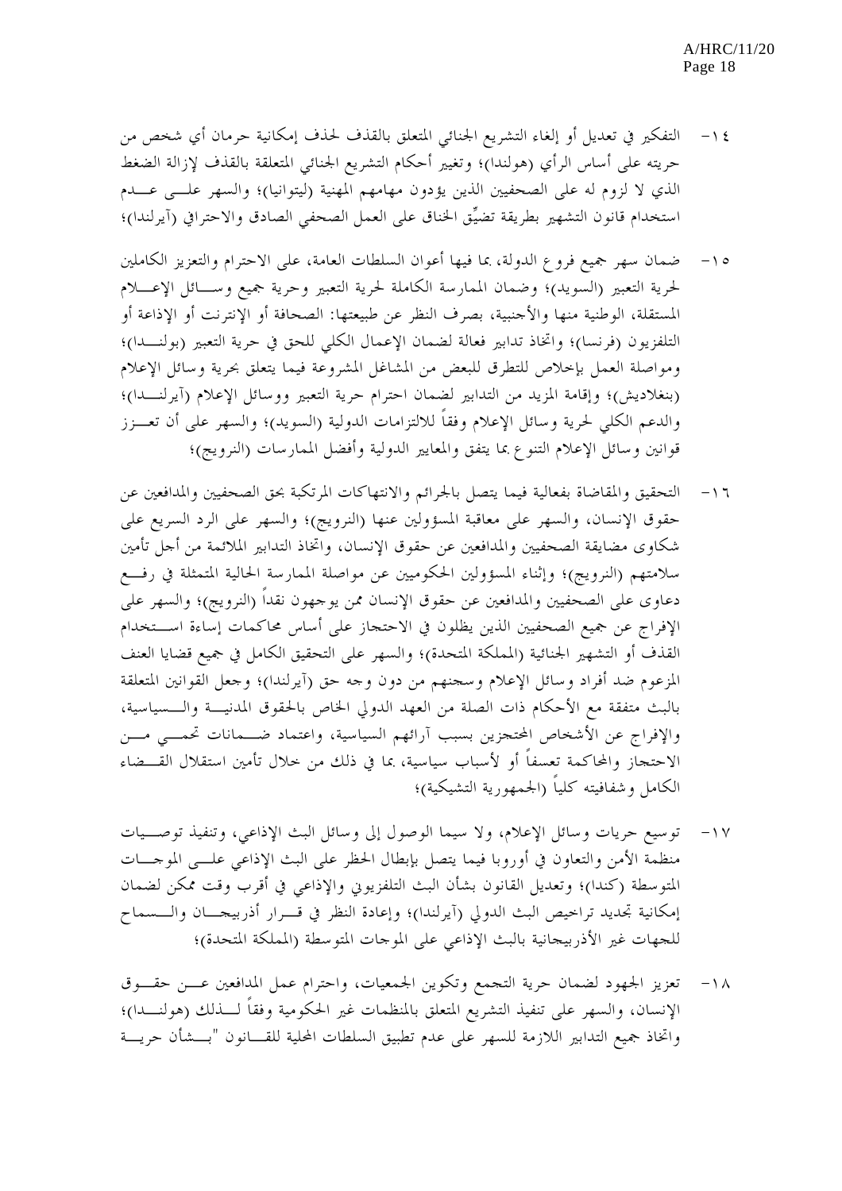١٤- التفكير في تعديل أو إلغاء التشريع الجنائي المتعلق بالقذف لحذف إمكانية حرمان أي شخص من حريته على أساس الرأي (هولندا)؛ وتغيير أحكام التشريع الجنائي المتعلقة بالقذف لإزالة الضغط الذي لا لزوم له على الصحفيين الذين يؤدون مهامهم المهنية (ليتوانيا)؛ والسهر على عدم استخدام قانون التشهير بطريقة تضيّق الخناق على العمل الصحفي الصادق والاحترافي (آيرلندا)؛

١٥- ضمان سهر جميع فروع الدولة، بما فيها أعوان السلطات العامة، على الاحترام والتعزيز الكاملين لحرية التعبير (السويد)؛ وضمان الممارسة الكاملة لحرية التعبير وحرية جميع وسائل الإعلام المستقلة، الوطنية منها والأجنبية، بصرف النظر عن طبيعتها: الصحافة أو الإنترنت أو الإذاعة أو التلفزيون (فرنسا)؛ واتخاذ تدابير فعالة لضمان الإعمال الكلي للحق في حرية التعبير (بولندا)؛ ومواصلة العمل بإخلاص للتطرق للبعض من المشاغل المشروعة فيما يتعلق بحرية وسائل الإعلام (بنغلاديش)؛ وإقامة المزيد من التدابير لضمان احترام حرية التعبير ووسائل الإعلام (آيرلندا)؛ والدعم الكلي لحرية وسائل الإعلام وفقاً للالتزامات الدولية (السويد)؛ والسهر على أن تعزز قوانين وسائل الإعلام التنوع بما يتفق والمعايير الدولية وأفضل الممارسات (النرويج)؛

١٦- التحقيق والمقاضاة بفعالية فيما يتصل بالجرائم والانتهاكات المرتكبة بحق الصحفيين والمدافعين عن حقوق الإنسان، والسهر على معاقبة المسؤولين عنها (النرويج)؛ والسهر على الرد السريع على شكاوى مضايقة الصحفيين والمدافعين عن حقوق الإنسان، واتخاذ التدابير الملائمة من أجل تأمين سلامتهم (النرويج)؛ وإثناء المسؤولين الحكوميين عن مواصلة الممارسة الحالية المتمثلة في رفع دعاوى على الصحفيين والمدافعين عن حقوق الإنسان ممن يوجهون نقداً (النرويج)؛ والسهر على الإفراج عن جميع الصحفيين الذين يظلون في الاحتجاز على أساس محاكمات إساءة استخدام القذف أو التشهير الجنائية (المملكة المتحدة)؛ والسهر على التحقيق الكامل في جميع قضايا العنف المزعوم ضد أفراد وسائل الإعلام وسجنهم من دون وجه حق (آيرلندا)؛ وجعل القوانين المتعلقة بالبث متفقة مع الأحكام ذات الصلة من العهد الدولي الخاص بالحقوق المدنية والسياسية، والإفراج عن الأشخاص المحتجزين بسبب آرائهم السياسية، واعتماد ضمانات تحمي من الاحتجاز والمحاكمة تعسفاً أو لأسباب سياسية، بما في ذلك من خلال تأمين استقلال القضاء الكامل وشفافيته كلياً (الجمهورية التشيكية)؛

١٧- توسيع حريات وسائل الإعلام، ولا سيما الوصول إلى وسائل البث الإذاعي، وتنفيذ توصيات منظمة الأمن والتعاون في أوروبا فيما يتصل بإبطال الحظر على البث الإذاعي على الموجات المتوسطة (كندا)؛ وتعديل القانون بشأن البث التلفزيوني والإذاعي في أقرب وقت ممكن لضمان إمكانية تجديد تراخيص البث الدولي (آيرلندا)؛ وإعادة النظر في قرار أذربيجان والسماح للجهات غير الأذربيجانية بالبث الإذاعي على الموجات المتوسطة (المملكة المتحدة)؛

١٨- تعزيز الجهود لضمان حرية التجمع وتكوين الجمعيات، واحترام عمل المدافعين عن حقوق الإنسان، والسهر على تنفيذ التشريع المتعلق بالمنظمات غير الحكومية وفقاً لذلك (هولندا)؛ واتخاذ جميع التدابير اللازمة للسهر على عدم تطبيق السلطات المحلية للقانون "بشأن حرية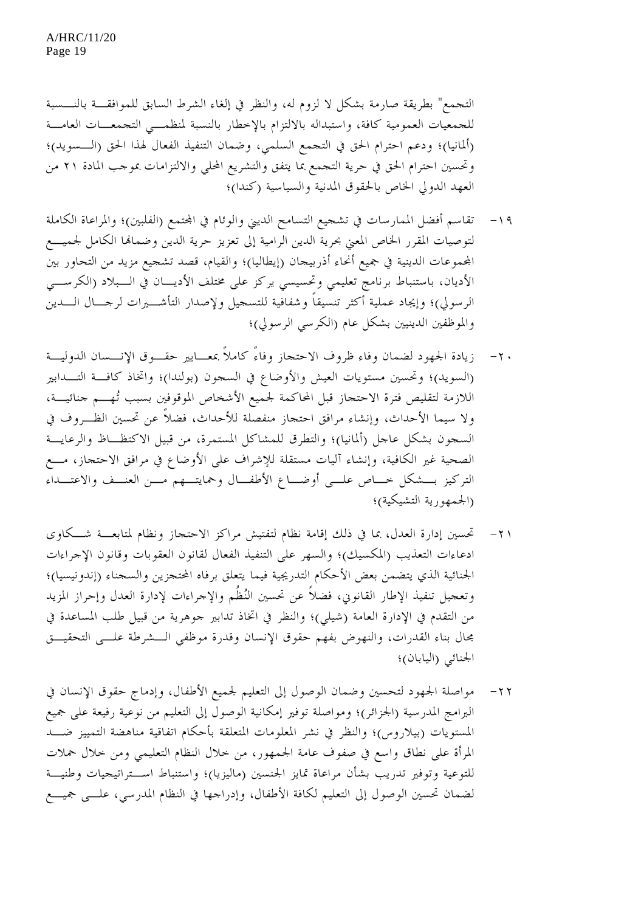التجمع" بطريقة صارمة بشكل لا لزوم له، والنظر في إلغاء الشرط السابق للموافقة بالنسبة للجمعيات العمومية كافة، واستبداله بالالتزام بالإخطار بالنسبة لمنظمي التجمعات العامة (ألمانيا)؛ ودعم احترام الحق في التجمع السلمي، وضمان التنفيذ الفعال لهذا الحق (السويد)؛ وتحسين احترام الحق في حرية التجمع بما يتفق والتشريع المحلي والالتزامات بموجب المادة ٢١ من العهد الدولي الخاص بالحقوق المدنية والسياسية (كندا)؛

١٩- تقاسم أفضل الممارسات في تشجيع التسامح الديني والوئام في المجتمع (الفلبين)؛ والمراعاة الكاملة لتوصيات المقرر الخاص المعني بحرية الدين الرامية إلى تعزيز حرية الدين وضمانها الكامل لجميع المجموعات الدينية في جميع أنحاء أذربيجان (إيطاليا)؛ والقيام، قصد تشجيع مزيد من التحاور بين الأديان، باستنباط برنامج تعليمي وتحسيسي يركز على مختلف الأديان في البلاد (الكرسي الرسولي)؛ وإيجاد عملية أكثر تنسيقاً وشفافية للتسجيل ولإصدار التأشيرات لرجال الدين والموظفين الدينيين بشكل عام (الكرسي الرسولي)؛

٢٠- زيادة الجهود لضمان وفاء ظروف الاحتجاز وفاءً كاملاً بمعايير حقوق الإنسان الدولية (السويد)؛ وتحسين مستويات العيش والأوضاع في السجون (بولندا)؛ واتخاذ كافة التدابير اللازمة لتقليص فترة الاحتجاز قبل المحاكمة لجميع الأشخاص الموقوفين بسبب تُهم جنائية، ولا سيما الأحداث، وإنشاء مرافق احتجاز منفصلة للأحداث، فضلاً عن تحسين الظروف في السجون بشكل عاجل (ألمانيا)؛ والتطرق للمشاكل المستمرة، من قبيل الاكتظاظ والرعاية الصحية غير الكافية، وإنشاء آليات مستقلة للإشراف على الأوضاع في مرافق الاحتجاز، مع التركيز بشكل خاص على أوضاع الأطفال وحمايتهم من العنف والاعتداء (الجمهورية التشيكية)؛

٢١- تحسين إدارة العدل، بما في ذلك إقامة نظام لتفتيش مراكز الاحتجاز ونظام لمتابعة شكاوى ادعاءات التعذيب (المكسيك)؛ والسهر على التنفيذ الفعال لقانون العقوبات وقانون الإجراءات الجنائية الذي يتضمن بعض الأحكام التدريجية فيما يتعلق برفاه المحتجزين والسجناء (إندونيسيا)؛ وتعجيل تنفيذ الإطار القانوني، فضلاً عن تحسين النُظُم والإجراءات لإدارة العدل وإحراز المزيد من التقدم في الإدارة العامة (شيلي)؛ والنظر في اتخاذ تدابير جوهرية من قبيل طلب المساعدة في مجال بناء القدرات، والنهوض بفهم حقوق الإنسان وقدرة موظفي الشرطة على التحقيق الجنائي (اليابان)؛

٢٢- مواصلة الجهود لتحسين وضمان الوصول إلى التعليم لجميع الأطفال، وإدماج حقوق الإنسان في البرامج المدرسية (الجزائر)؛ ومواصلة توفير إمكانية الوصول إلى التعليم من نوعية رفيعة على جميع المستويات (بيلاروس)؛ والنظر في نشر المعلومات المتعلقة بأحكام اتفاقية مناهضة التمييز ضد المرأة على نطاق واسع في صفوف عامة الجمهور، من خلال النظام التعليمي ومن خلال حملات للتوعية وتوفير تدريب بشأن مراعاة تمايز الجنسين (ماليزيا)؛ واستنباط استراتيجيات وطنية لضمان تحسين الوصول إلى التعليم لكافة الأطفال، وإدراجها في النظام المدرسي، على جميع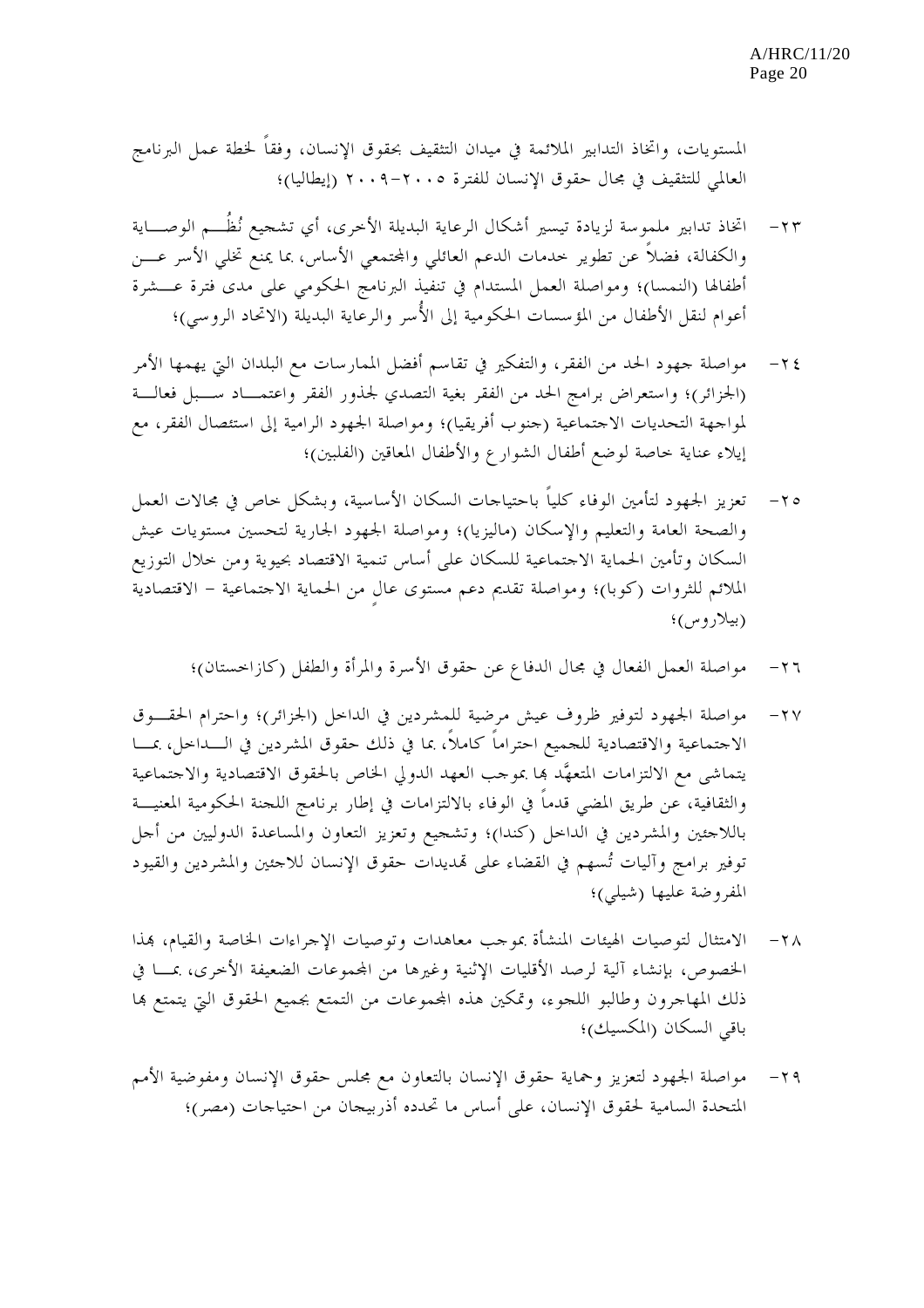المستويات، واتخاذ التدابير الملائمة في ميدان التثقيف بحقوق الإنسان، وفقاً لخطة عمل البرنامج العالمي للتثقيف في مجال حقوق الإنسان للفترة ٢٠٠٥-٢٠٠٩ (إيطاليا)؛

٢٣- اتخاذ تدابير ملموسة لزيادة تيسير أشكال الرعاية البديلة الأخرى، أي تشجيع نُظُم الوصاية والكفالة، فضلاً عن تطوير خدمات الدعم العائلي والمجتمعي الأساس، بما يمنع تخلي الأسر عن أطفالها (النمسا)؛ ومواصلة العمل المستدام في تنفيذ البرنامج الحكومي على مدى فترة عشرة أعوام لنقل الأطفال من المؤسسات الحكومية إلى الأُسر والرعاية البديلة (الاتحاد الروسي)؛

٢٤- مواصلة جهود الحد من الفقر، والتفكير في تقاسم أفضل الممارسات مع البلدان التي يهمها الأمر (الجزائر)؛ واستعراض برامج الحد من الفقر بغية التصدي لجذور الفقر واعتماد سبل فعالة لمواجهة التحديات الاجتماعية (جنوب أفريقيا)؛ ومواصلة الجهود الرامية إلى استئصال الفقر، مع إيلاء عناية خاصة لوضع أطفال الشوارع والأطفال المعاقين (الفلبين)؛

٢٥- تعزيز الجهود لتأمين الوفاء كلياً باحتياجات السكان الأساسية، وبشكل خاص في مجالات العمل والصحة العامة والتعليم والإسكان (ماليزيا)؛ ومواصلة الجهود الجارية لتحسين مستويات عيش السكان وتأمين الحماية الاجتماعية للسكان على أساس تنمية الاقتصاد بحيوية ومن خلال التوزيع الملائم للثروات (كوبا)؛ ومواصلة تقديم دعم مستوى عالٍ من الحماية الاجتماعية - الاقتصادية (بيلاروس)؛

٢٦- مواصلة العمل الفعال في مجال الدفاع عن حقوق الأسرة والمرأة والطفل (كازاخستان)؛

٢٧- مواصلة الجهود لتوفير ظروف عيش مرضية للمشردين في الداخل (الجزائر)؛ واحترام الحقوق الاجتماعية والاقتصادية للجميع احتراماً كاملاً، بما في ذلك حقوق المشردين في الداخل، بما يتماشى مع الالتزامات المتعهَّد بها بموجب العهد الدولي الخاص بالحقوق الاقتصادية والاجتماعية والثقافية، عن طريق المضي قدماً في الوفاء بالالتزامات في إطار برنامج اللجنة الحكومية المعنية باللاجئين والمشردين في الداخل (كندا)؛ وتشجيع وتعزيز التعاون والمساعدة الدوليين من أجل توفير برامج وآليات تُسهم في القضاء على تهديدات حقوق الإنسان للاجئين والمشردين والقيود المفروضة عليها (شيلي)؛

٢٨- الامتثال لتوصيات الهيئات المنشأة بموجب معاهدات وتوصيات الإجراءات الخاصة والقيام، بهذا الخصوص، بإنشاء آلية لرصد الأقليات الإثنية وغيرها من المجموعات الضعيفة الأخرى، بما في ذلك المهاجرون وطالبو اللجوء، وتمكين هذه المجموعات من التمتع بجميع الحقوق التي يتمتع بها باقي السكان (المكسيك)؛

٢٩- مواصلة الجهود لتعزيز وحماية حقوق الإنسان بالتعاون مع مجلس حقوق الإنسان ومفوضية الأمم المتحدة السامية لحقوق الإنسان، على أساس ما تحدده أذربيجان من احتياجات (مصر)؛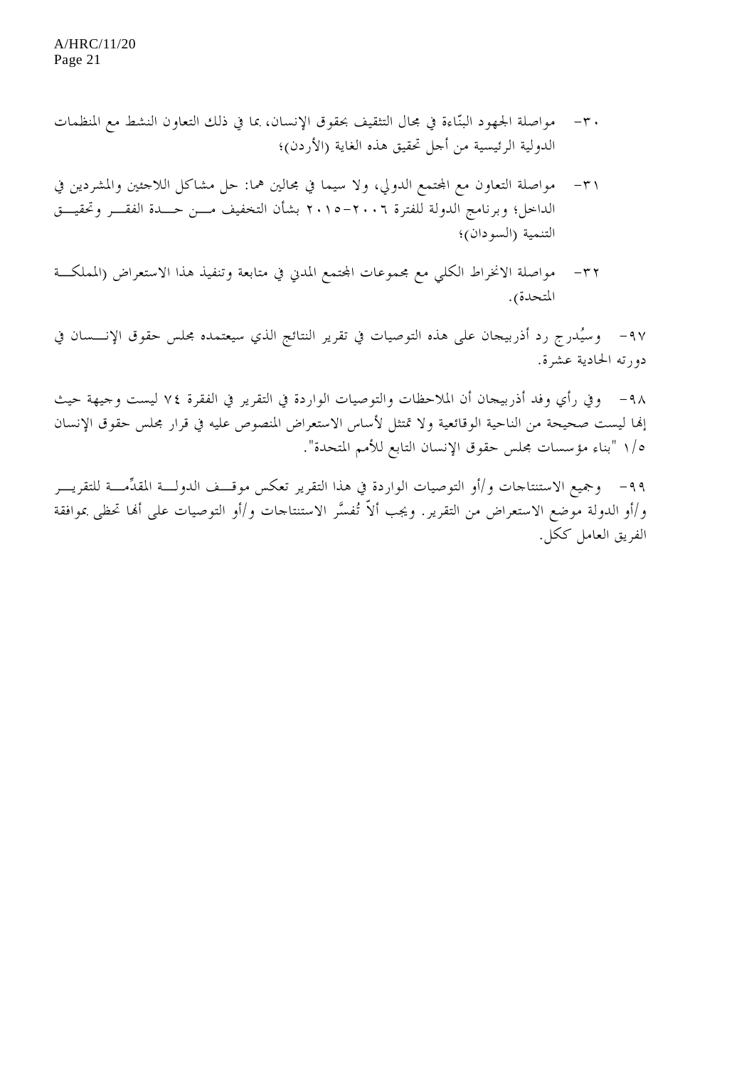٣٠- مواصلة الجهود البنّاءة في مجال التثقيف بحقوق الإنسان، بما في ذلك التعاون النشط مع المنظمات الدولية الرئيسية من أجل تحقيق هذه الغاية (الأردن)؛

٣١- مواصلة التعاون مع المجتمع الدولي، ولا سيما في مجالين هما: حل مشاكل اللاجئين والمشردين في الداخل؛ وبرنامج الدولة للفترة ٢٠٠٦-٢٠١٥ بشأن التخفيف من حدة الفقر وتحقيق التنمية (السودان)؛

٣٢- مواصلة الانخراط الكلي مع مجموعات المجتمع المدني في متابعة وتنفيذ هذا الاستعراض (المملكة المتحدة).

٩٧- وسيُدرج رد أذربيجان على هذه التوصيات في تقرير النتائج الذي سيعتمده مجلس حقوق الإنسان في دورته الحادية عشرة.

٩٨- وفي رأي وفد أذربيجان أن الملاحظات والتوصيات الواردة في التقرير في الفقرة ٧٤ ليست وجيهة حيث إنها ليست صحيحة من الناحية الوقائعية ولا تمتثل لأساس الاستعراض المنصوص عليه في قرار مجلس حقوق الإنسان ٥/١ "بناء مؤسسات مجلس حقوق الإنسان التابع للأمم المتحدة".

٩٩- وجميع الاستنتاجات و/أو التوصيات الواردة في هذا التقرير تعكس موقف الدولة المقدِّمة للتقرير و/أو الدولة موضع الاستعراض من التقرير. ويجب ألاّ تُفسَّر الاستنتاجات و/أو التوصيات على أنها تحظى بموافقة الفريق العامل ككل.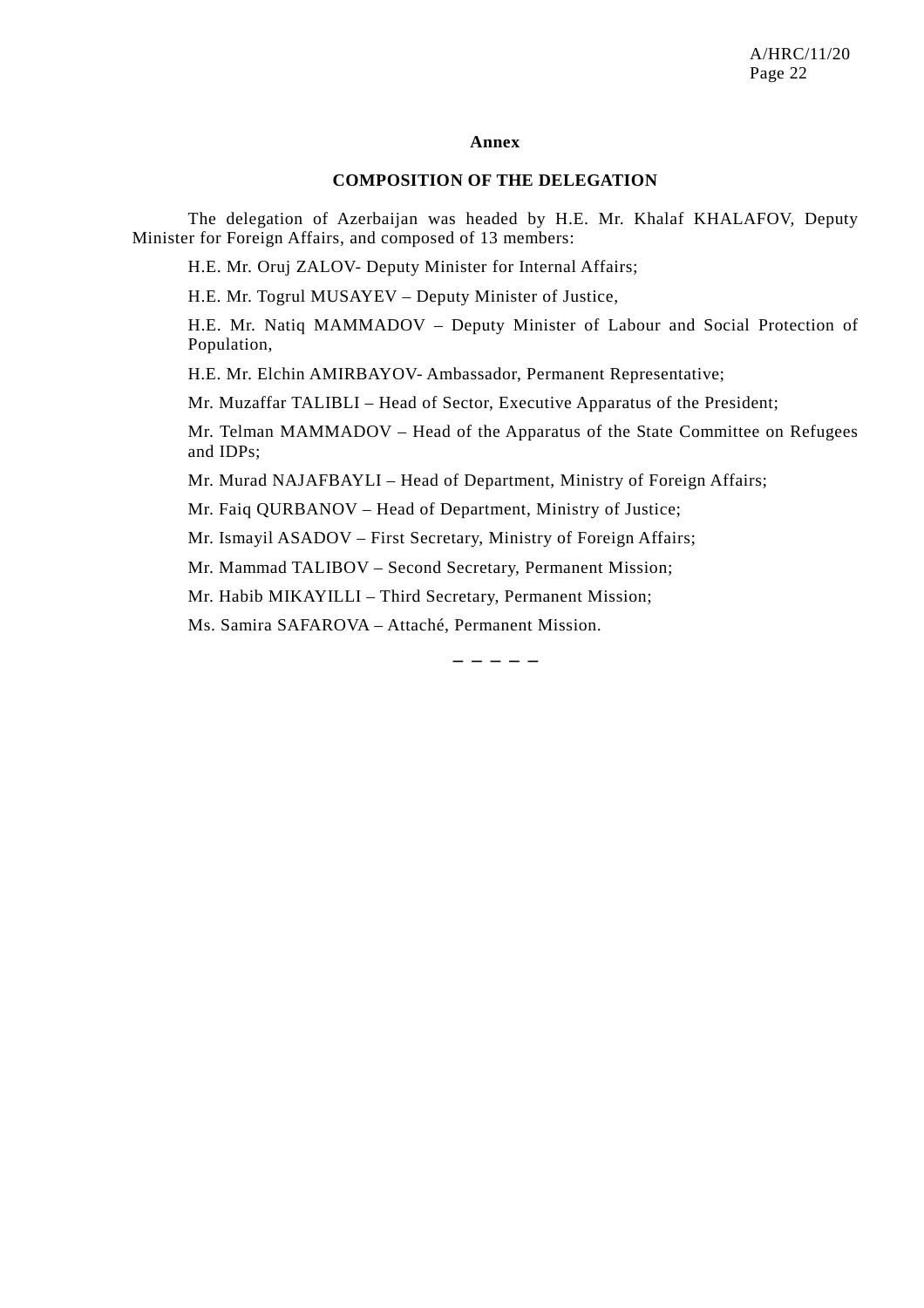**Annex**

**COMPOSITION OF THE DELEGATION**

The delegation of Azerbaijan was headed by H.E. Mr. Khalaf KHALAFOV, Deputy Minister for Foreign Affairs, and composed of 13 members:

H.E. Mr. Oruj ZALOV- Deputy Minister for Internal Affairs;

H.E. Mr. Togrul MUSAYEV – Deputy Minister of Justice,

H.E. Mr. Natiq MAMMADOV – Deputy Minister of Labour and Social Protection of Population,

H.E. Mr. Elchin AMIRBAYOV- Ambassador, Permanent Representative;

Mr. Muzaffar TALIBLI – Head of Sector, Executive Apparatus of the President;

Mr. Telman MAMMADOV – Head of the Apparatus of the State Committee on Refugees and IDPs;

Mr. Murad NAJAFBAYLI – Head of Department, Ministry of Foreign Affairs;

Mr. Faiq QURBANOV – Head of Department, Ministry of Justice;

Mr. Ismayil ASADOV – First Secretary, Ministry of Foreign Affairs;

Mr. Mammad TALIBOV – Second Secretary, Permanent Mission;

Mr. Habib MIKAYILLI – Third Secretary, Permanent Mission;

Ms. Samira SAFAROVA – Attaché, Permanent Mission.

– – – – –